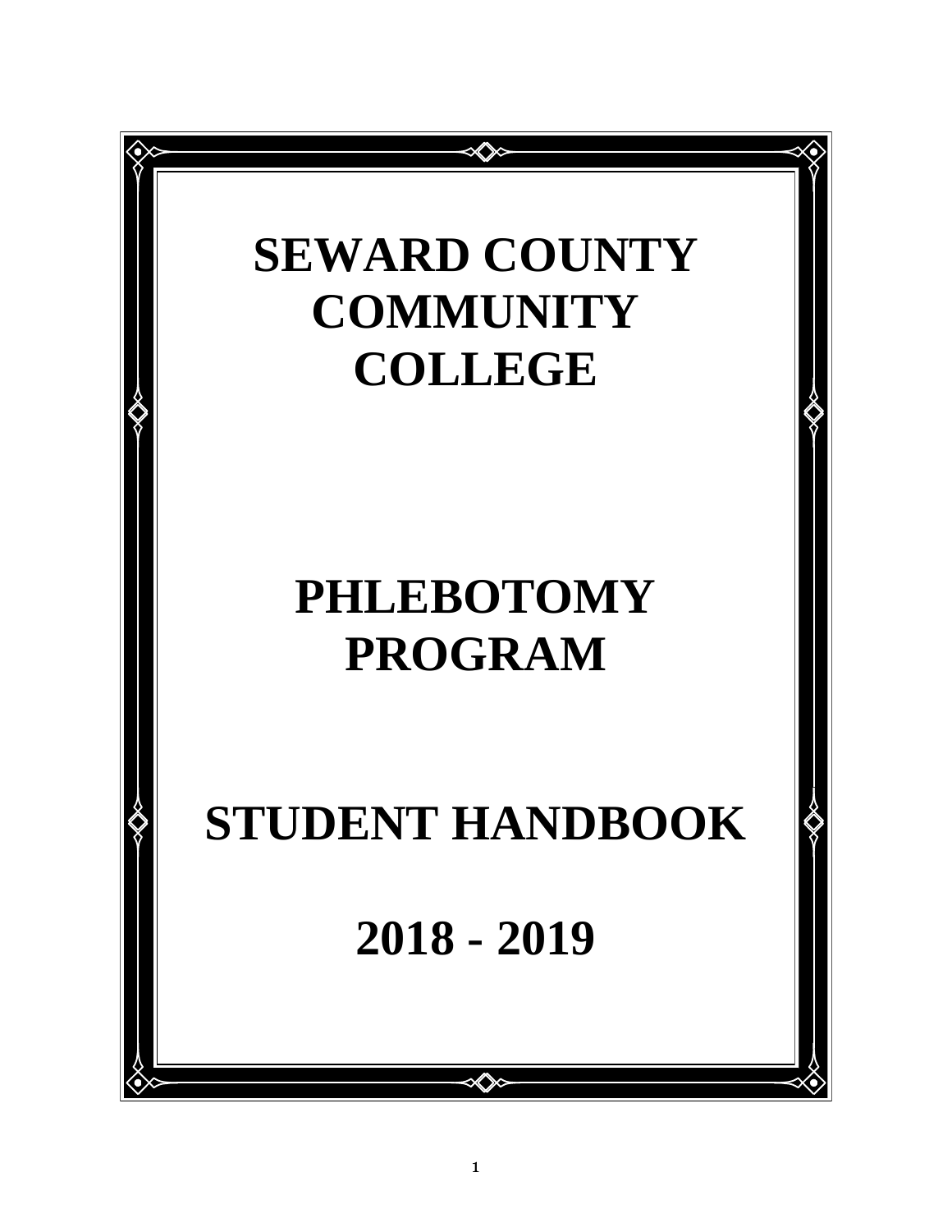# SEWARD COUNTY COMMUNITY COLLEGE

# PHLEBOTOMY PROGRAM

# STUDENT HANDBOOK

# 2018 - 2019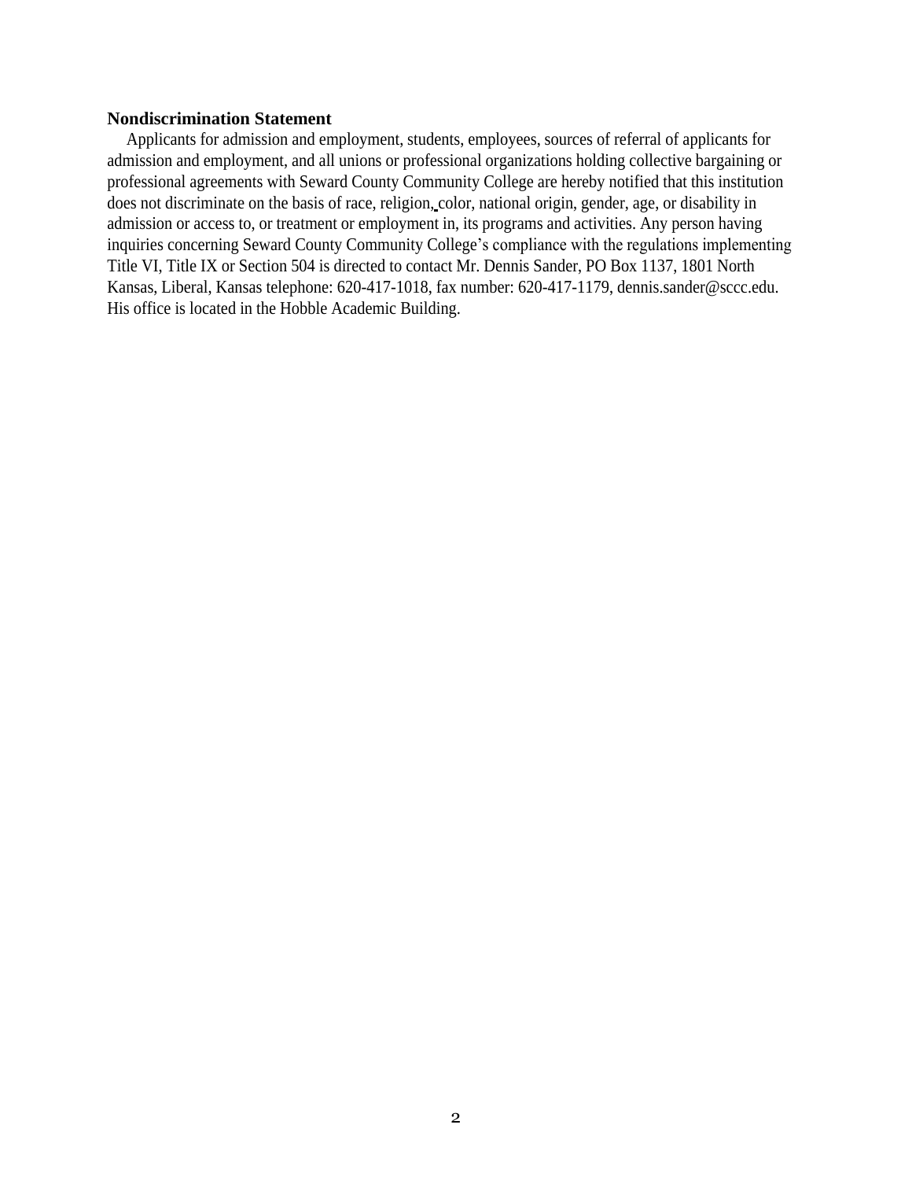**Nondiscrimination Statement**

Applicants for admission and employment, students, employees, sources of referral of applicants for admission and employment, and all unions or professional organizations holding collective bargaining or professional agreements with Seward County Community College are hereby notified that this institution does not discriminate on the basis of race, religion, color, national origin, gender, age, or disability in admission or access to, or treatment or employment in, its programs and activities. Any person having inquiries concerning Seward County Community College's compliance with the regulations implementing Title VI, Title IX or Section 504 is directed to contact Mr. Dennis Sander, PO Box 1137, 1801 North Kansas, Liberal, Kansas telephone: 620-417-1018, fax number: 620-417-1179, dennis.sander@sccc.edu. His office is located in the Hobble Academic Building.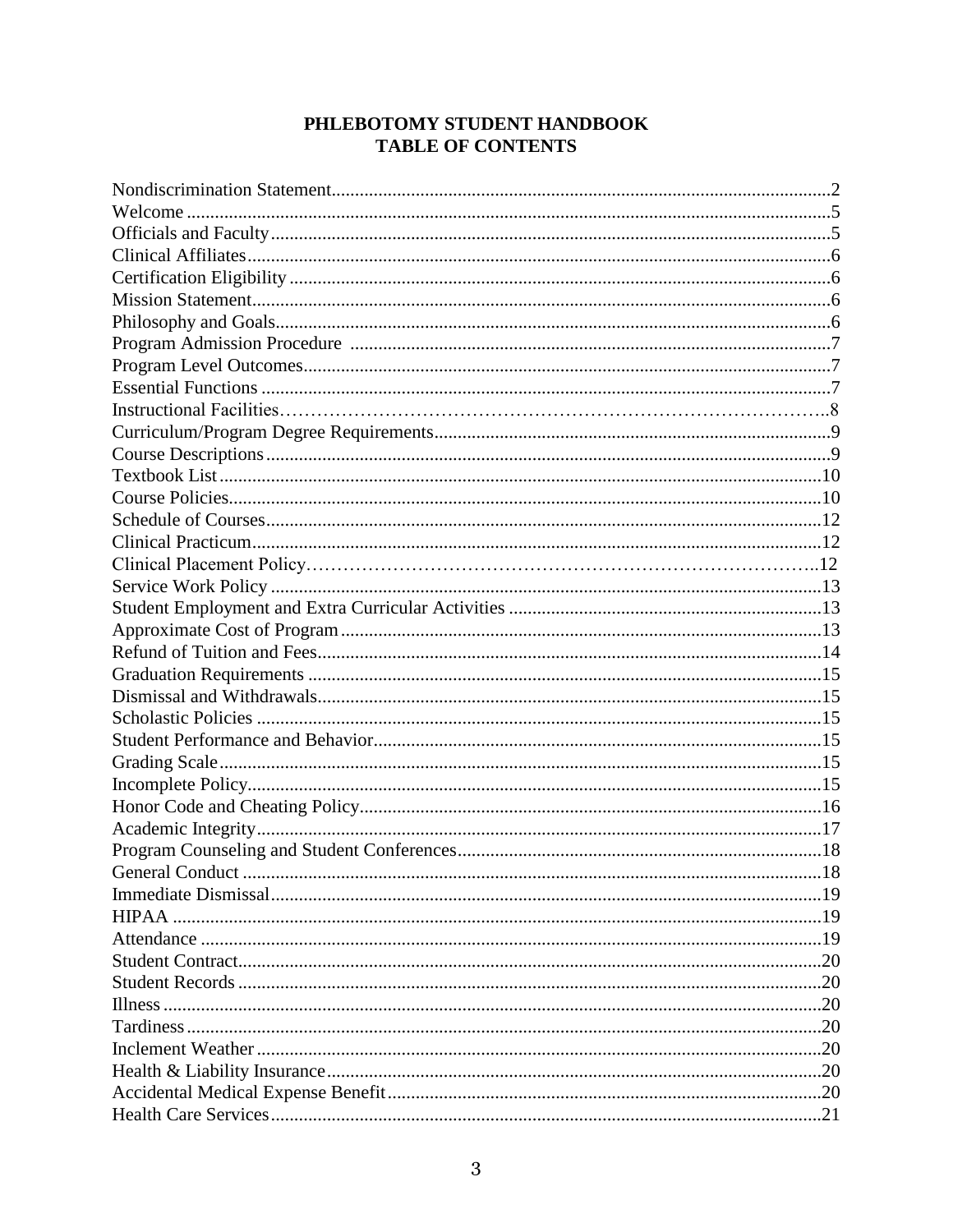# PHLEBOTOMY STUDENT HANDBOOK
# TABLE OF CONTENTS

| | |
|---|---|
| Nondiscrimination Statement | 2 |
| Welcome | 5 |
| Officials and Faculty | 5 |
| Clinical Affiliates | 6 |
| Certification Eligibility | 6 |
| Mission Statement | 6 |
| Philosophy and Goals | 6 |
| Program Admission Procedure | 7 |
| Program Level Outcomes | 7 |
| Essential Functions | 7 |
| Instructional Facilities | 8 |
| Curriculum/Program Degree Requirements | 9 |
| Course Descriptions | 9 |
| Textbook List | 10 |
| Course Policies | 10 |
| Schedule of Courses | 12 |
| Clinical Practicum | 12 |
| Clinical Placement Policy | 12 |
| Service Work Policy | 13 |
| Student Employment and Extra Curricular Activities | 13 |
| Approximate Cost of Program | 13 |
| Refund of Tuition and Fees | 14 |
| Graduation Requirements | 15 |
| Dismissal and Withdrawals | 15 |
| Scholastic Policies | 15 |
| Student Performance and Behavior | 15 |
| Grading Scale | 15 |
| Incomplete Policy | 15 |
| Honor Code and Cheating Policy | 16 |
| Academic Integrity | 17 |
| Program Counseling and Student Conferences | 18 |
| General Conduct | 18 |
| Immediate Dismissal | 19 |
| HIPAA | 19 |
| Attendance | 19 |
| Student Contract | 20 |
| Student Records | 20 |
| Illness | 20 |
| Tardiness | 20 |
| Inclement Weather | 20 |
| Health & Liability Insurance | 20 |
| Accidental Medical Expense Benefit | 20 |
| Health Care Services | 21 |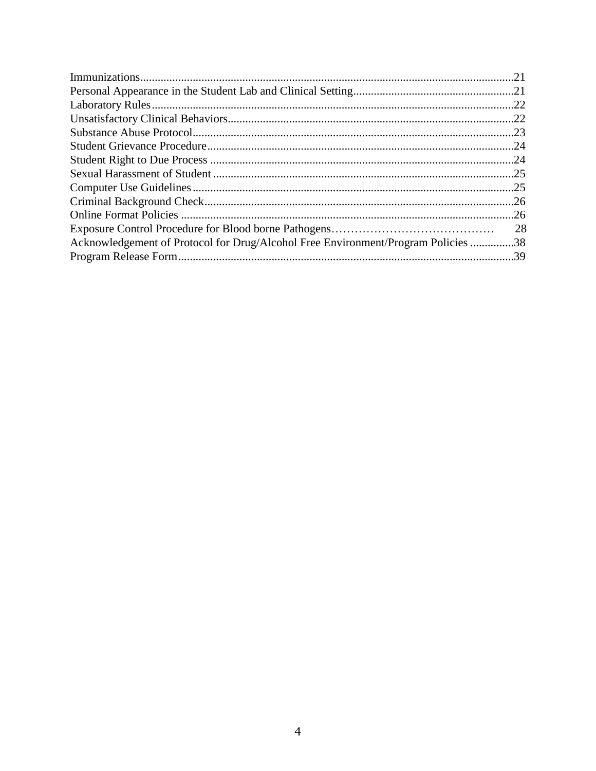Immunizations..............................................................................................................................21
Personal Appearance in the Student Lab and Clinical Setting......................................................21
Laboratory Rules...........................................................................................................................22
Unsatisfactory Clinical Behaviors.................................................................................................22
Substance Abuse Protocol.............................................................................................................23
Student Grievance Procedure........................................................................................................24
Student Right to Due Process .......................................................................................................24
Sexual Harassment of Student ......................................................................................................25
Computer Use Guidelines.............................................................................................................25
Criminal Background Check.........................................................................................................26
Online Format Policies .................................................................................................................26
Exposure Control Procedure for Blood borne Pathogens…………………………………… 28
Acknowledgement of Protocol for Drug/Alcohol Free Environment/Program Policies ...............38
Program Release Form..................................................................................................................39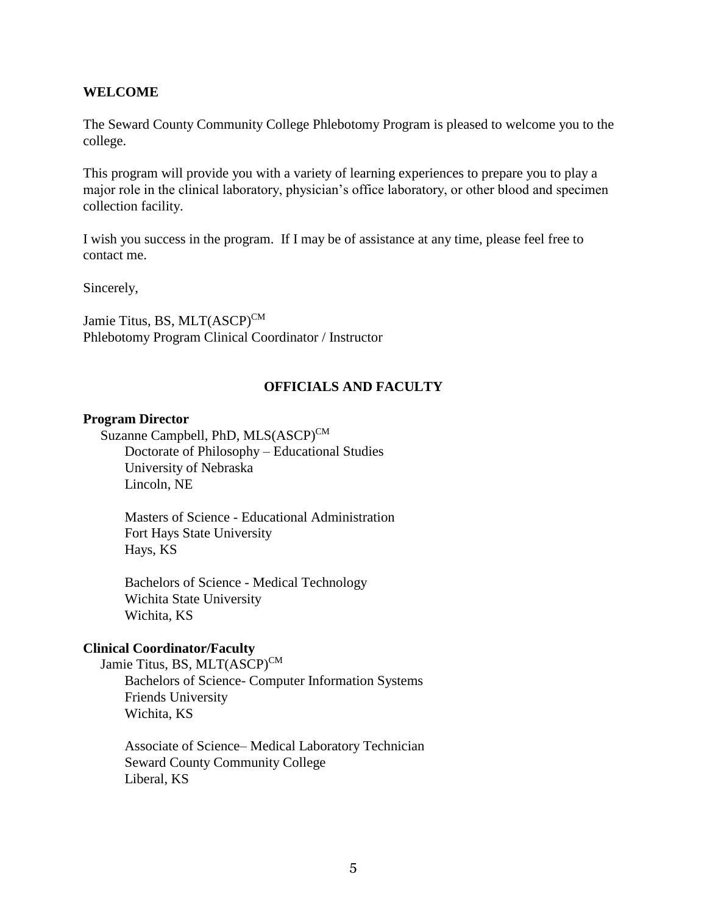## WELCOME

The Seward County Community College Phlebotomy Program is pleased to welcome you to the college.

This program will provide you with a variety of learning experiences to prepare you to play a major role in the clinical laboratory, physician's office laboratory, or other blood and specimen collection facility.

I wish you success in the program. If I may be of assistance at any time, please feel free to contact me.

Sincerely,

Jamie Titus, BS, MLT(ASCP)$^{CM}$
Phlebotomy Program Clinical Coordinator / Instructor

## OFFICIALS AND FACULTY

**Program Director**

Suzanne Campbell, PhD, MLS(ASCP)$^{CM}$

Doctorate of Philosophy – Educational Studies
University of Nebraska
Lincoln, NE

Masters of Science - Educational Administration
Fort Hays State University
Hays, KS

Bachelors of Science - Medical Technology
Wichita State University
Wichita, KS

**Clinical Coordinator/Faculty**

Jamie Titus, BS, MLT(ASCP)$^{CM}$

Bachelors of Science- Computer Information Systems
Friends University
Wichita, KS

Associate of Science– Medical Laboratory Technician
Seward County Community College
Liberal, KS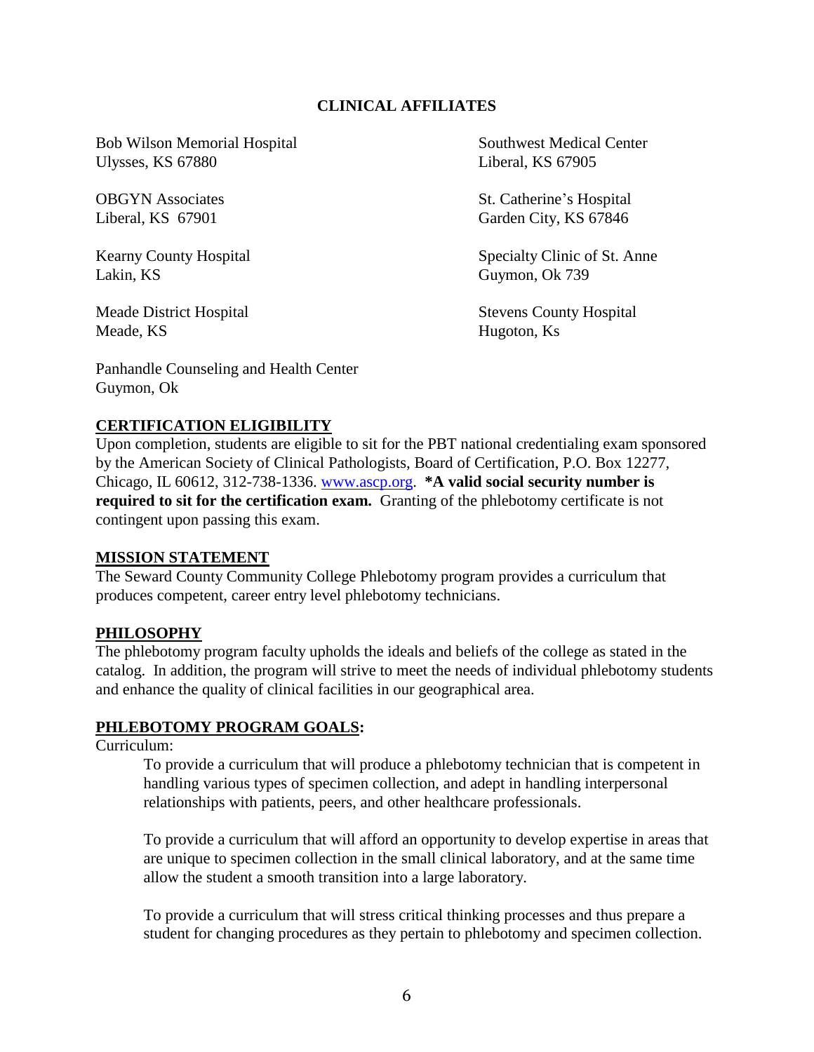## CLINICAL AFFILIATES

Bob Wilson Memorial Hospital
Ulysses, KS 67880

OBGYN Associates
Liberal, KS 67901

Kearny County Hospital
Lakin, KS

Meade District Hospital
Meade, KS

Panhandle Counseling and Health Center
Guymon, Ok

Southwest Medical Center
Liberal, KS 67905

St. Catherine's Hospital
Garden City, KS 67846

Specialty Clinic of St. Anne
Guymon, Ok 739

Stevens County Hospital
Hugoton, Ks

### CERTIFICATION ELIGIBILITY

Upon completion, students are eligible to sit for the PBT national credentialing exam sponsored by the American Society of Clinical Pathologists, Board of Certification, P.O. Box 12277, Chicago, IL 60612, 312-738-1336. www.ascp.org. ***A valid social security number is required to sit for the certification exam.** Granting of the phlebotomy certificate is not contingent upon passing this exam.

### MISSION STATEMENT

The Seward County Community College Phlebotomy program provides a curriculum that produces competent, career entry level phlebotomy technicians.

### PHILOSOPHY

The phlebotomy program faculty upholds the ideals and beliefs of the college as stated in the catalog. In addition, the program will strive to meet the needs of individual phlebotomy students and enhance the quality of clinical facilities in our geographical area.

### PHLEBOTOMY PROGRAM GOALS:

Curriculum:

To provide a curriculum that will produce a phlebotomy technician that is competent in handling various types of specimen collection, and adept in handling interpersonal relationships with patients, peers, and other healthcare professionals.

To provide a curriculum that will afford an opportunity to develop expertise in areas that are unique to specimen collection in the small clinical laboratory, and at the same time allow the student a smooth transition into a large laboratory.

To provide a curriculum that will stress critical thinking processes and thus prepare a student for changing procedures as they pertain to phlebotomy and specimen collection.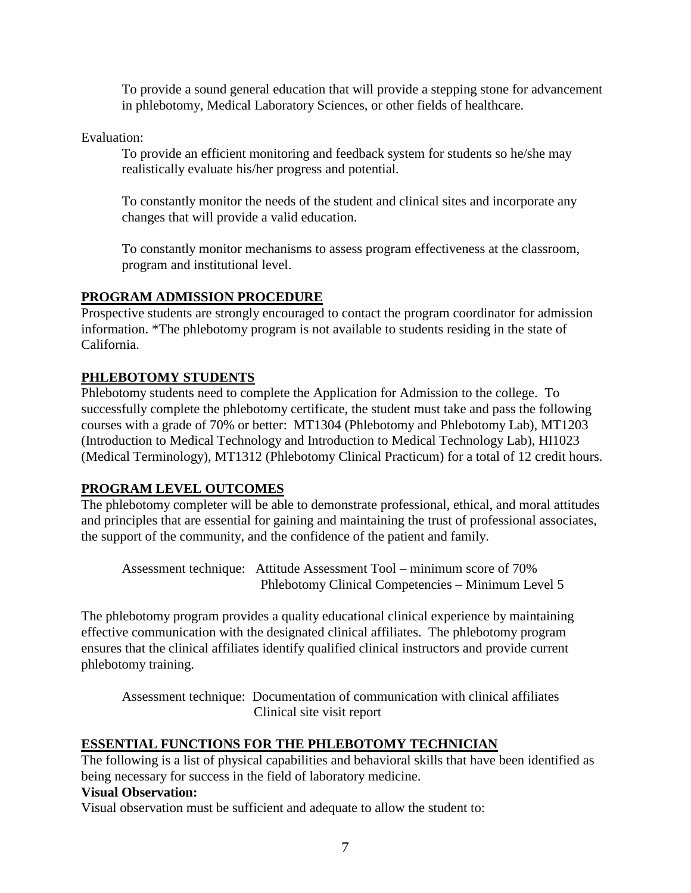To provide a sound general education that will provide a stepping stone for advancement in phlebotomy, Medical Laboratory Sciences, or other fields of healthcare.

Evaluation:

To provide an efficient monitoring and feedback system for students so he/she may realistically evaluate his/her progress and potential.

To constantly monitor the needs of the student and clinical sites and incorporate any changes that will provide a valid education.

To constantly monitor mechanisms to assess program effectiveness at the classroom, program and institutional level.

## PROGRAM ADMISSION PROCEDURE

Prospective students are strongly encouraged to contact the program coordinator for admission information. *The phlebotomy program is not available to students residing in the state of California.

## PHLEBOTOMY STUDENTS

Phlebotomy students need to complete the Application for Admission to the college. To successfully complete the phlebotomy certificate, the student must take and pass the following courses with a grade of 70% or better: MT1304 (Phlebotomy and Phlebotomy Lab), MT1203 (Introduction to Medical Technology and Introduction to Medical Technology Lab), HI1023 (Medical Terminology), MT1312 (Phlebotomy Clinical Practicum) for a total of 12 credit hours.

## PROGRAM LEVEL OUTCOMES

The phlebotomy completer will be able to demonstrate professional, ethical, and moral attitudes and principles that are essential for gaining and maintaining the trust of professional associates, the support of the community, and the confidence of the patient and family.

Assessment technique: Attitude Assessment Tool – minimum score of 70%
Phlebotomy Clinical Competencies – Minimum Level 5

The phlebotomy program provides a quality educational clinical experience by maintaining effective communication with the designated clinical affiliates. The phlebotomy program ensures that the clinical affiliates identify qualified clinical instructors and provide current phlebotomy training.

Assessment technique: Documentation of communication with clinical affiliates
Clinical site visit report

## ESSENTIAL FUNCTIONS FOR THE PHLEBOTOMY TECHNICIAN

The following is a list of physical capabilities and behavioral skills that have been identified as being necessary for success in the field of laboratory medicine.

**Visual Observation:**

Visual observation must be sufficient and adequate to allow the student to: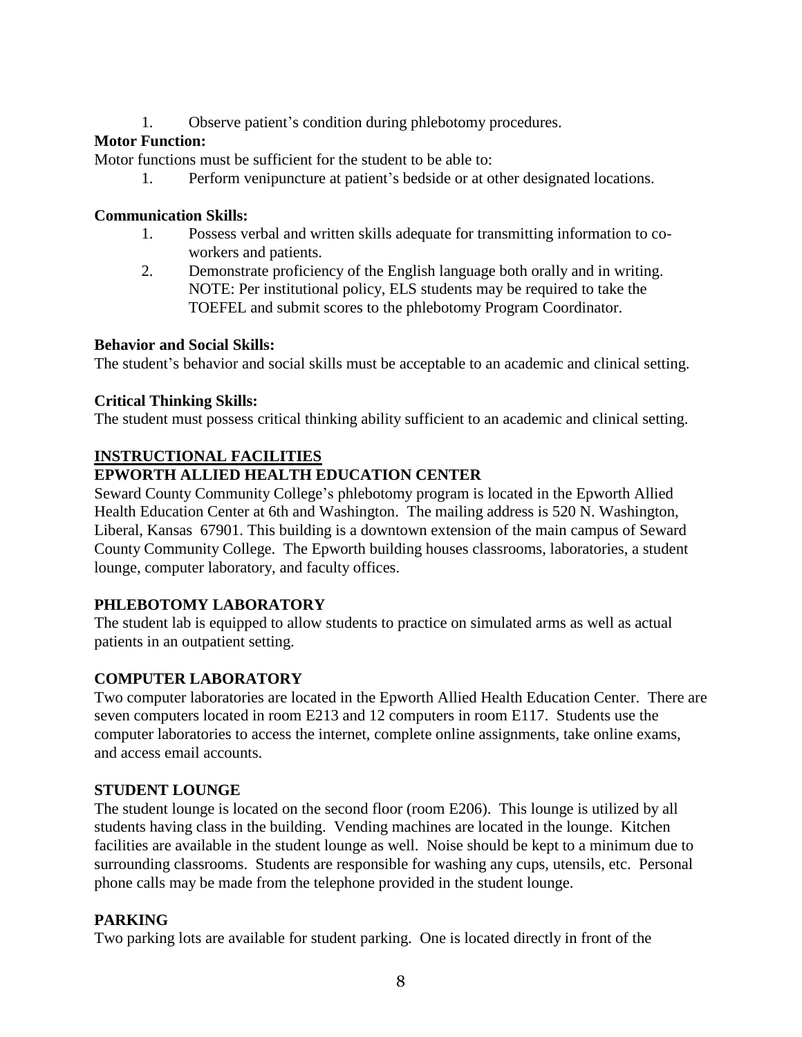1. Observe patient's condition during phlebotomy procedures.

**Motor Function:**

Motor functions must be sufficient for the student to be able to:

1. Perform venipuncture at patient's bedside or at other designated locations.

**Communication Skills:**

1. Possess verbal and written skills adequate for transmitting information to co-workers and patients.
2. Demonstrate proficiency of the English language both orally and in writing. NOTE: Per institutional policy, ELS students may be required to take the TOEFEL and submit scores to the phlebotomy Program Coordinator.

**Behavior and Social Skills:**

The student's behavior and social skills must be acceptable to an academic and clinical setting.

**Critical Thinking Skills:**

The student must possess critical thinking ability sufficient to an academic and clinical setting.

## INSTRUCTIONAL FACILITIES

### EPWORTH ALLIED HEALTH EDUCATION CENTER

Seward County Community College's phlebotomy program is located in the Epworth Allied Health Education Center at 6th and Washington. The mailing address is 520 N. Washington, Liberal, Kansas 67901. This building is a downtown extension of the main campus of Seward County Community College. The Epworth building houses classrooms, laboratories, a student lounge, computer laboratory, and faculty offices.

### PHLEBOTOMY LABORATORY

The student lab is equipped to allow students to practice on simulated arms as well as actual patients in an outpatient setting.

### COMPUTER LABORATORY

Two computer laboratories are located in the Epworth Allied Health Education Center. There are seven computers located in room E213 and 12 computers in room E117. Students use the computer laboratories to access the internet, complete online assignments, take online exams, and access email accounts.

### STUDENT LOUNGE

The student lounge is located on the second floor (room E206). This lounge is utilized by all students having class in the building. Vending machines are located in the lounge. Kitchen facilities are available in the student lounge as well. Noise should be kept to a minimum due to surrounding classrooms. Students are responsible for washing any cups, utensils, etc. Personal phone calls may be made from the telephone provided in the student lounge.

### PARKING

Two parking lots are available for student parking. One is located directly in front of the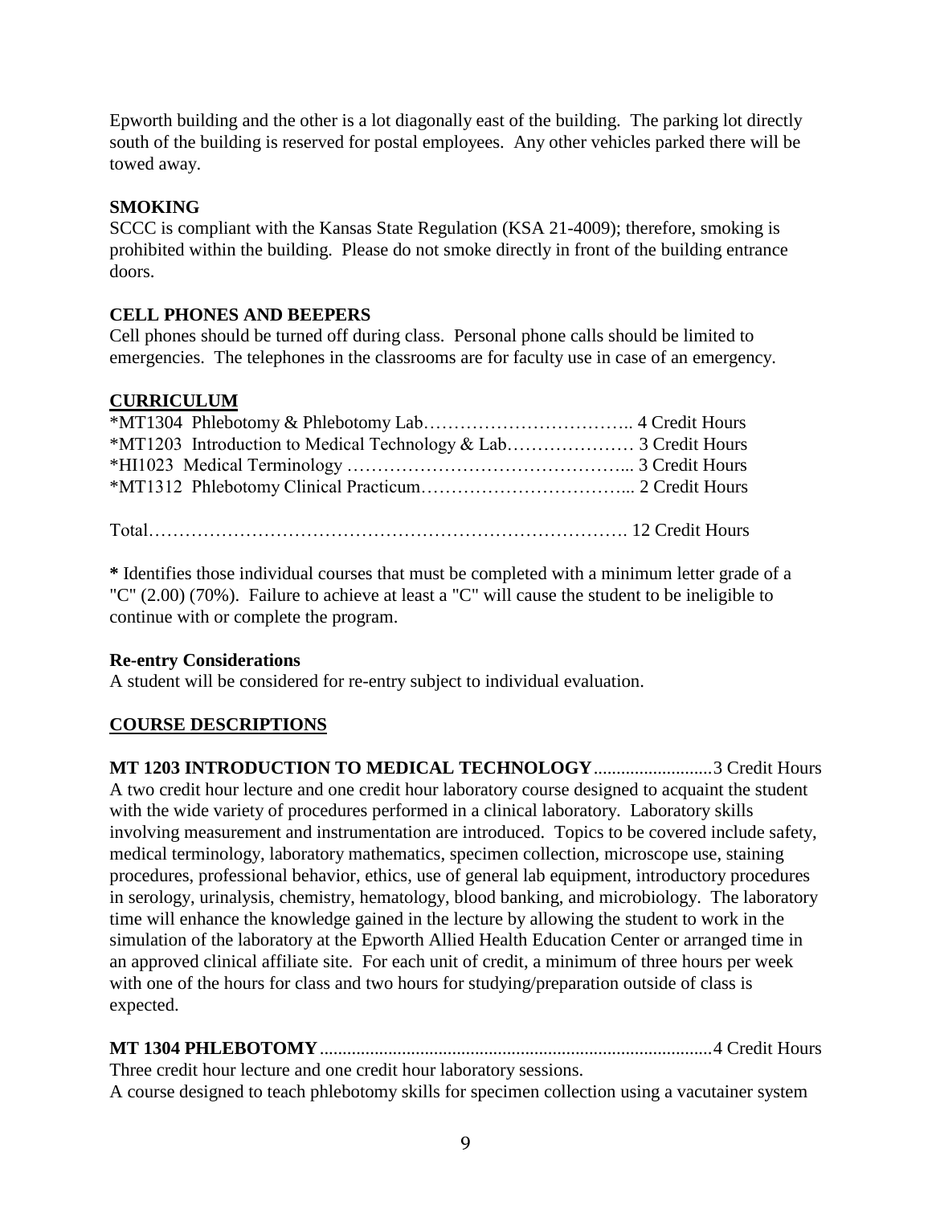Epworth building and the other is a lot diagonally east of the building. The parking lot directly south of the building is reserved for postal employees. Any other vehicles parked there will be towed away.

**SMOKING**
SCCC is compliant with the Kansas State Regulation (KSA 21-4009); therefore, smoking is prohibited within the building. Please do not smoke directly in front of the building entrance doors.

**CELL PHONES AND BEEPERS**
Cell phones should be turned off during class. Personal phone calls should be limited to emergencies. The telephones in the classrooms are for faculty use in case of an emergency.

## CURRICULUM

*MT1304 Phlebotomy & Phlebotomy Lab…………………………….. 4 Credit Hours
*MT1203 Introduction to Medical Technology & Lab………………… 3 Credit Hours
*HI1023 Medical Terminology ……………………………………... 3 Credit Hours
*MT1312 Phlebotomy Clinical Practicum…………………………... 2 Credit Hours

Total………………………………………………………………. 12 Credit Hours

**\*** Identifies those individual courses that must be completed with a minimum letter grade of a "C" (2.00) (70%). Failure to achieve at least a "C" will cause the student to be ineligible to continue with or complete the program.

**Re-entry Considerations**
A student will be considered for re-entry subject to individual evaluation.

## COURSE DESCRIPTIONS

**MT 1203 INTRODUCTION TO MEDICAL TECHNOLOGY**..........................3 Credit Hours
A two credit hour lecture and one credit hour laboratory course designed to acquaint the student with the wide variety of procedures performed in a clinical laboratory. Laboratory skills involving measurement and instrumentation are introduced. Topics to be covered include safety, medical terminology, laboratory mathematics, specimen collection, microscope use, staining procedures, professional behavior, ethics, use of general lab equipment, introductory procedures in serology, urinalysis, chemistry, hematology, blood banking, and microbiology. The laboratory time will enhance the knowledge gained in the lecture by allowing the student to work in the simulation of the laboratory at the Epworth Allied Health Education Center or arranged time in an approved clinical affiliate site. For each unit of credit, a minimum of three hours per week with one of the hours for class and two hours for studying/preparation outside of class is expected.

**MT 1304 PHLEBOTOMY**.....................................................................................4 Credit Hours
Three credit hour lecture and one credit hour laboratory sessions.
A course designed to teach phlebotomy skills for specimen collection using a vacutainer system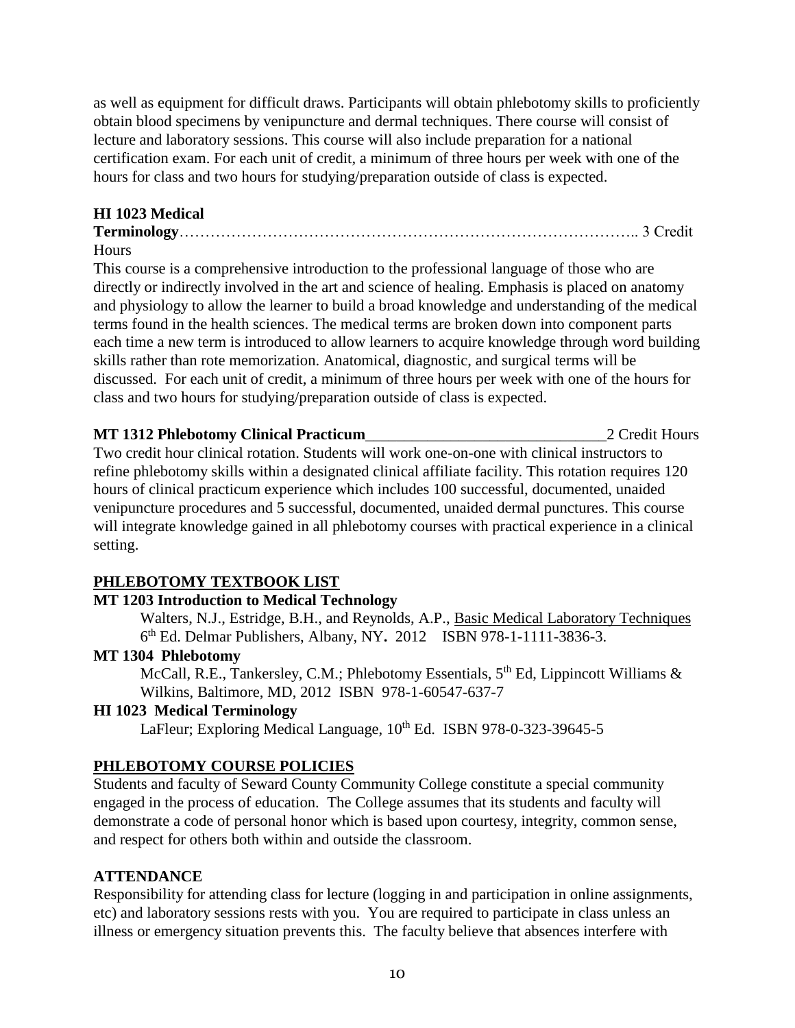as well as equipment for difficult draws. Participants will obtain phlebotomy skills to proficiently obtain blood specimens by venipuncture and dermal techniques. There course will consist of lecture and laboratory sessions. This course will also include preparation for a national certification exam. For each unit of credit, a minimum of three hours per week with one of the hours for class and two hours for studying/preparation outside of class is expected.

**HI 1023 Medical Terminology**…………………………………………………………………………….. 3 Credit Hours

This course is a comprehensive introduction to the professional language of those who are directly or indirectly involved in the art and science of healing. Emphasis is placed on anatomy and physiology to allow the learner to build a broad knowledge and understanding of the medical terms found in the health sciences. The medical terms are broken down into component parts each time a new term is introduced to allow learners to acquire knowledge through word building skills rather than rote memorization. Anatomical, diagnostic, and surgical terms will be discussed. For each unit of credit, a minimum of three hours per week with one of the hours for class and two hours for studying/preparation outside of class is expected.

**MT 1312 Phlebotomy Clinical Practicum**______________________________2 Credit Hours

Two credit hour clinical rotation. Students will work one-on-one with clinical instructors to refine phlebotomy skills within a designated clinical affiliate facility. This rotation requires 120 hours of clinical practicum experience which includes 100 successful, documented, unaided venipuncture procedures and 5 successful, documented, unaided dermal punctures. This course will integrate knowledge gained in all phlebotomy courses with practical experience in a clinical setting.

## PHLEBOTOMY TEXTBOOK LIST

**MT 1203 Introduction to Medical Technology**

Walters, N.J., Estridge, B.H., and Reynolds, A.P., Basic Medical Laboratory Techniques 6th Ed. Delmar Publishers, Albany, NY**.** 2012 ISBN 978-1-1111-3836-3.

**MT 1304 Phlebotomy**

McCall, R.E., Tankersley, C.M.; Phlebotomy Essentials, 5th Ed, Lippincott Williams & Wilkins, Baltimore, MD, 2012 ISBN 978-1-60547-637-7

**HI 1023 Medical Terminology**

LaFleur; Exploring Medical Language, 10th Ed. ISBN 978-0-323-39645-5

## PHLEBOTOMY COURSE POLICIES

Students and faculty of Seward County Community College constitute a special community engaged in the process of education. The College assumes that its students and faculty will demonstrate a code of personal honor which is based upon courtesy, integrity, common sense, and respect for others both within and outside the classroom.

### ATTENDANCE

Responsibility for attending class for lecture (logging in and participation in online assignments, etc) and laboratory sessions rests with you. You are required to participate in class unless an illness or emergency situation prevents this. The faculty believe that absences interfere with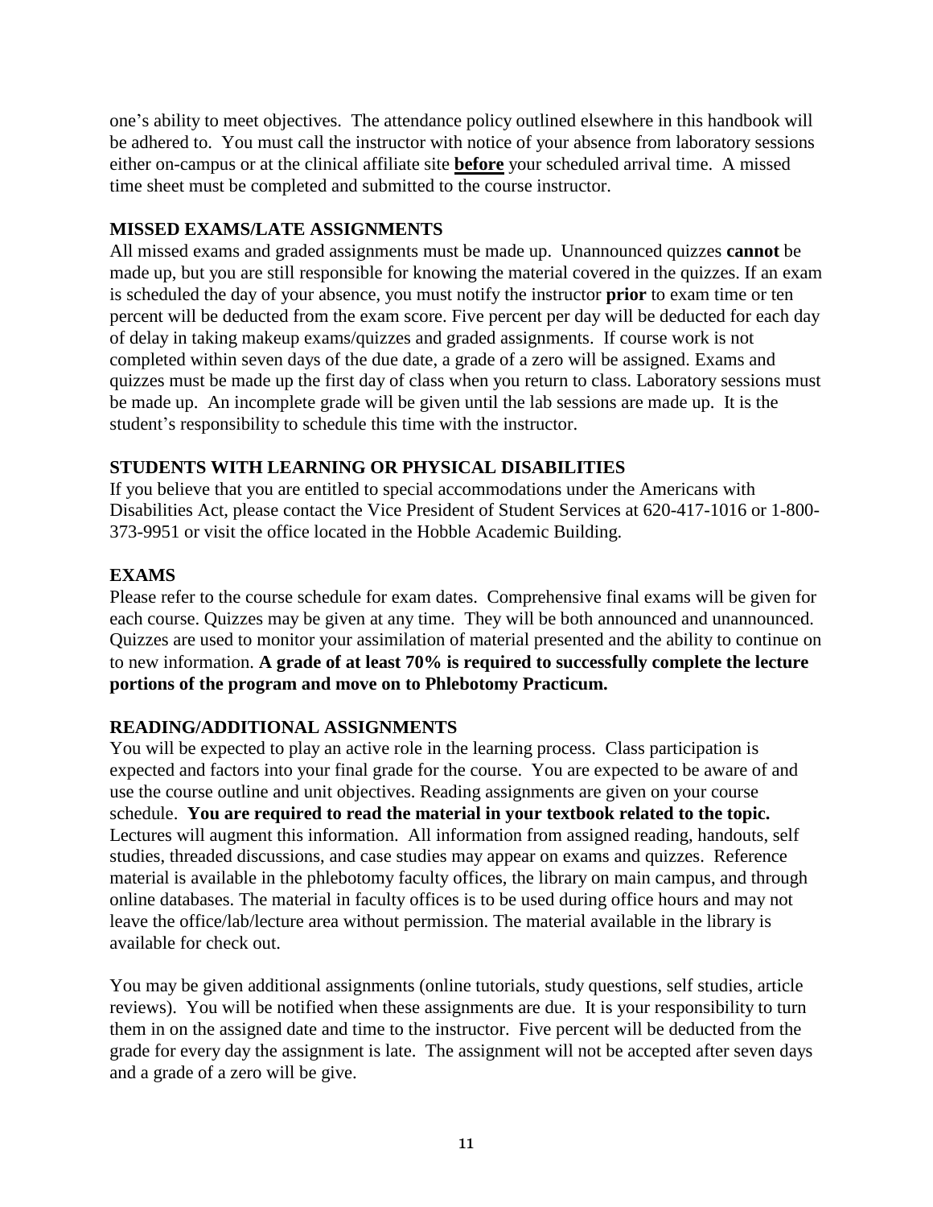one's ability to meet objectives. The attendance policy outlined elsewhere in this handbook will be adhered to. You must call the instructor with notice of your absence from laboratory sessions either on-campus or at the clinical affiliate site **before** your scheduled arrival time. A missed time sheet must be completed and submitted to the course instructor.

## MISSED EXAMS/LATE ASSIGNMENTS

All missed exams and graded assignments must be made up. Unannounced quizzes **cannot** be made up, but you are still responsible for knowing the material covered in the quizzes. If an exam is scheduled the day of your absence, you must notify the instructor **prior** to exam time or ten percent will be deducted from the exam score. Five percent per day will be deducted for each day of delay in taking makeup exams/quizzes and graded assignments. If course work is not completed within seven days of the due date, a grade of a zero will be assigned. Exams and quizzes must be made up the first day of class when you return to class. Laboratory sessions must be made up. An incomplete grade will be given until the lab sessions are made up. It is the student's responsibility to schedule this time with the instructor.

## STUDENTS WITH LEARNING OR PHYSICAL DISABILITIES

If you believe that you are entitled to special accommodations under the Americans with Disabilities Act, please contact the Vice President of Student Services at 620-417-1016 or 1-800-373-9951 or visit the office located in the Hobble Academic Building.

## EXAMS

Please refer to the course schedule for exam dates. Comprehensive final exams will be given for each course. Quizzes may be given at any time. They will be both announced and unannounced. Quizzes are used to monitor your assimilation of material presented and the ability to continue on to new information. **A grade of at least 70% is required to successfully complete the lecture portions of the program and move on to Phlebotomy Practicum.**

## READING/ADDITIONAL ASSIGNMENTS

You will be expected to play an active role in the learning process. Class participation is expected and factors into your final grade for the course. You are expected to be aware of and use the course outline and unit objectives. Reading assignments are given on your course schedule. **You are required to read the material in your textbook related to the topic.** Lectures will augment this information. All information from assigned reading, handouts, self studies, threaded discussions, and case studies may appear on exams and quizzes. Reference material is available in the phlebotomy faculty offices, the library on main campus, and through online databases. The material in faculty offices is to be used during office hours and may not leave the office/lab/lecture area without permission. The material available in the library is available for check out.

You may be given additional assignments (online tutorials, study questions, self studies, article reviews). You will be notified when these assignments are due. It is your responsibility to turn them in on the assigned date and time to the instructor. Five percent will be deducted from the grade for every day the assignment is late. The assignment will not be accepted after seven days and a grade of a zero will be give.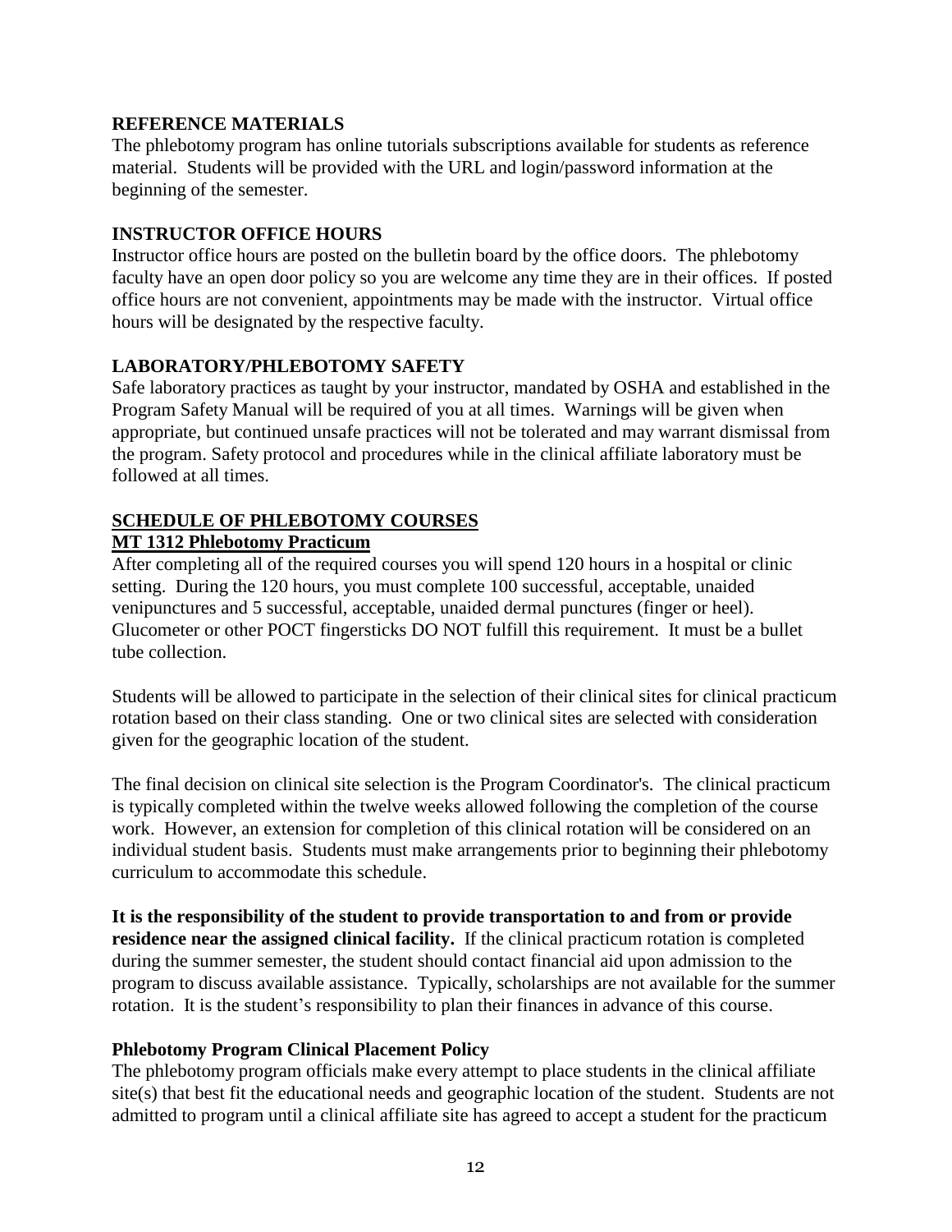## REFERENCE MATERIALS

The phlebotomy program has online tutorials subscriptions available for students as reference material. Students will be provided with the URL and login/password information at the beginning of the semester.

## INSTRUCTOR OFFICE HOURS

Instructor office hours are posted on the bulletin board by the office doors. The phlebotomy faculty have an open door policy so you are welcome any time they are in their offices. If posted office hours are not convenient, appointments may be made with the instructor. Virtual office hours will be designated by the respective faculty.

## LABORATORY/PHLEBOTOMY SAFETY

Safe laboratory practices as taught by your instructor, mandated by OSHA and established in the Program Safety Manual will be required of you at all times. Warnings will be given when appropriate, but continued unsafe practices will not be tolerated and may warrant dismissal from the program. Safety protocol and procedures while in the clinical affiliate laboratory must be followed at all times.

## SCHEDULE OF PHLEBOTOMY COURSES

### MT 1312 Phlebotomy Practicum

After completing all of the required courses you will spend 120 hours in a hospital or clinic setting. During the 120 hours, you must complete 100 successful, acceptable, unaided venipunctures and 5 successful, acceptable, unaided dermal punctures (finger or heel). Glucometer or other POCT fingersticks DO NOT fulfill this requirement. It must be a bullet tube collection.

Students will be allowed to participate in the selection of their clinical sites for clinical practicum rotation based on their class standing. One or two clinical sites are selected with consideration given for the geographic location of the student.

The final decision on clinical site selection is the Program Coordinator's. The clinical practicum is typically completed within the twelve weeks allowed following the completion of the course work. However, an extension for completion of this clinical rotation will be considered on an individual student basis. Students must make arrangements prior to beginning their phlebotomy curriculum to accommodate this schedule.

**It is the responsibility of the student to provide transportation to and from or provide residence near the assigned clinical facility.** If the clinical practicum rotation is completed during the summer semester, the student should contact financial aid upon admission to the program to discuss available assistance. Typically, scholarships are not available for the summer rotation. It is the student's responsibility to plan their finances in advance of this course.

### Phlebotomy Program Clinical Placement Policy

The phlebotomy program officials make every attempt to place students in the clinical affiliate site(s) that best fit the educational needs and geographic location of the student. Students are not admitted to program until a clinical affiliate site has agreed to accept a student for the practicum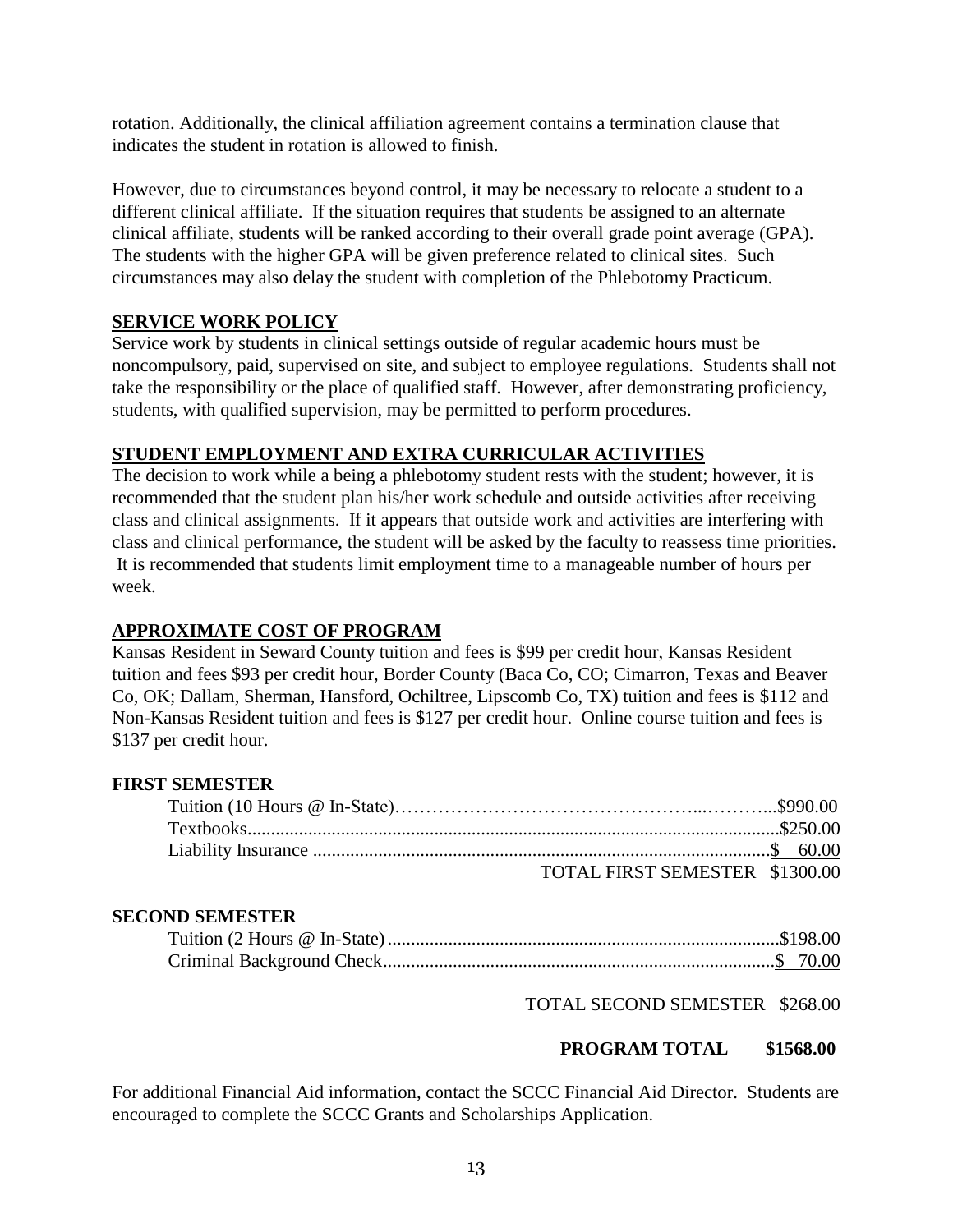rotation. Additionally, the clinical affiliation agreement contains a termination clause that indicates the student in rotation is allowed to finish.

However, due to circumstances beyond control, it may be necessary to relocate a student to a different clinical affiliate. If the situation requires that students be assigned to an alternate clinical affiliate, students will be ranked according to their overall grade point average (GPA). The students with the higher GPA will be given preference related to clinical sites. Such circumstances may also delay the student with completion of the Phlebotomy Practicum.

## SERVICE WORK POLICY

Service work by students in clinical settings outside of regular academic hours must be noncompulsory, paid, supervised on site, and subject to employee regulations. Students shall not take the responsibility or the place of qualified staff. However, after demonstrating proficiency, students, with qualified supervision, may be permitted to perform procedures.

## STUDENT EMPLOYMENT AND EXTRA CURRICULAR ACTIVITIES

The decision to work while a being a phlebotomy student rests with the student; however, it is recommended that the student plan his/her work schedule and outside activities after receiving class and clinical assignments. If it appears that outside work and activities are interfering with class and clinical performance, the student will be asked by the faculty to reassess time priorities. It is recommended that students limit employment time to a manageable number of hours per week.

## APPROXIMATE COST OF PROGRAM

Kansas Resident in Seward County tuition and fees is $99 per credit hour, Kansas Resident tuition and fees $93 per credit hour, Border County (Baca Co, CO; Cimarron, Texas and Beaver Co, OK; Dallam, Sherman, Hansford, Ochiltree, Lipscomb Co, TX) tuition and fees is $112 and Non-Kansas Resident tuition and fees is $127 per credit hour. Online course tuition and fees is $137 per credit hour.

### FIRST SEMESTER

| Item | Cost |
|---|---|
| Tuition (10 Hours @ In-State) | $990.00 |
| Textbooks | $250.00 |
| Liability Insurance | $ 60.00 |
| TOTAL FIRST SEMESTER | $1300.00 |

### SECOND SEMESTER

| Item | Cost |
|---|---|
| Tuition (2 Hours @ In-State) | $198.00 |
| Criminal Background Check | $ 70.00 |
| TOTAL SECOND SEMESTER | $268.00 |

**PROGRAM TOTAL $1568.00**

For additional Financial Aid information, contact the SCCC Financial Aid Director. Students are encouraged to complete the SCCC Grants and Scholarships Application.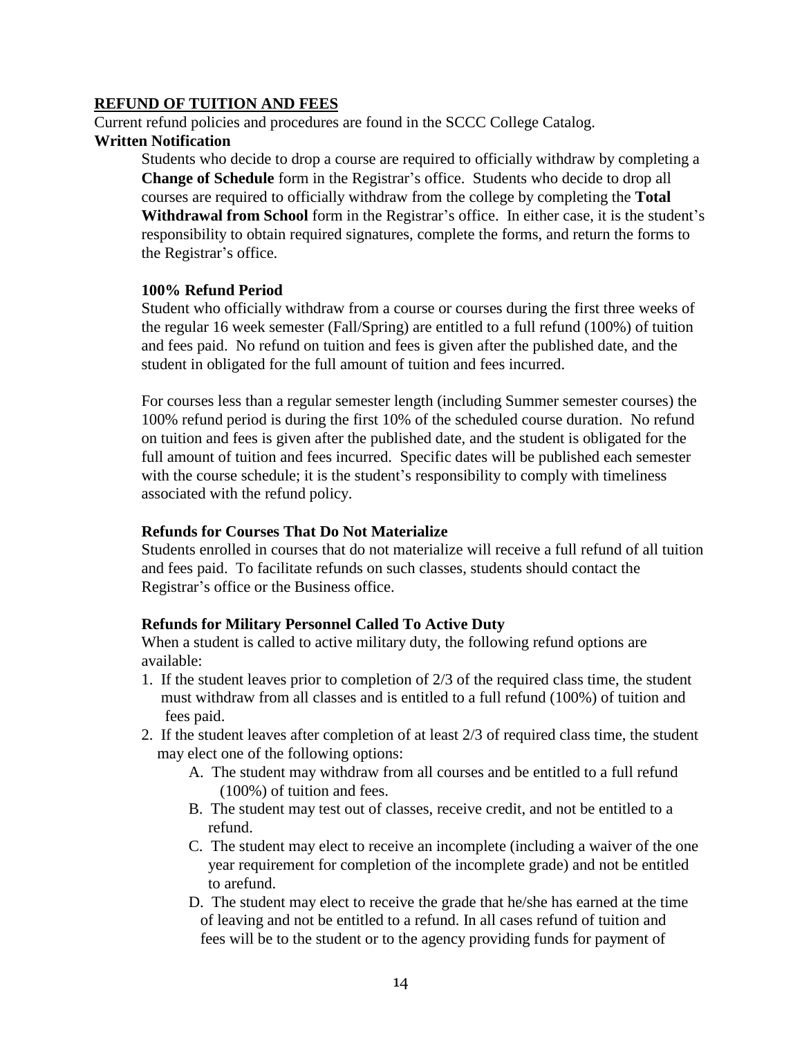## REFUND OF TUITION AND FEES

Current refund policies and procedures are found in the SCCC College Catalog.

### Written Notification

Students who decide to drop a course are required to officially withdraw by completing a **Change of Schedule** form in the Registrar's office. Students who decide to drop all courses are required to officially withdraw from the college by completing the **Total Withdrawal from School** form in the Registrar's office. In either case, it is the student's responsibility to obtain required signatures, complete the forms, and return the forms to the Registrar's office.

#### 100% Refund Period

Student who officially withdraw from a course or courses during the first three weeks of the regular 16 week semester (Fall/Spring) are entitled to a full refund (100%) of tuition and fees paid. No refund on tuition and fees is given after the published date, and the student in obligated for the full amount of tuition and fees incurred.

For courses less than a regular semester length (including Summer semester courses) the 100% refund period is during the first 10% of the scheduled course duration. No refund on tuition and fees is given after the published date, and the student is obligated for the full amount of tuition and fees incurred. Specific dates will be published each semester with the course schedule; it is the student's responsibility to comply with timeliness associated with the refund policy.

#### Refunds for Courses That Do Not Materialize

Students enrolled in courses that do not materialize will receive a full refund of all tuition and fees paid. To facilitate refunds on such classes, students should contact the Registrar's office or the Business office.

#### Refunds for Military Personnel Called To Active Duty

When a student is called to active military duty, the following refund options are available:

1. If the student leaves prior to completion of 2/3 of the required class time, the student must withdraw from all classes and is entitled to a full refund (100%) of tuition and fees paid.
2. If the student leaves after completion of at least 2/3 of required class time, the student may elect one of the following options:
   - A. The student may withdraw from all courses and be entitled to a full refund (100%) of tuition and fees.
   - B. The student may test out of classes, receive credit, and not be entitled to a refund.
   - C. The student may elect to receive an incomplete (including a waiver of the one year requirement for completion of the incomplete grade) and not be entitled to arefund.
   - D. The student may elect to receive the grade that he/she has earned at the time of leaving and not be entitled to a refund. In all cases refund of tuition and fees will be to the student or to the agency providing funds for payment of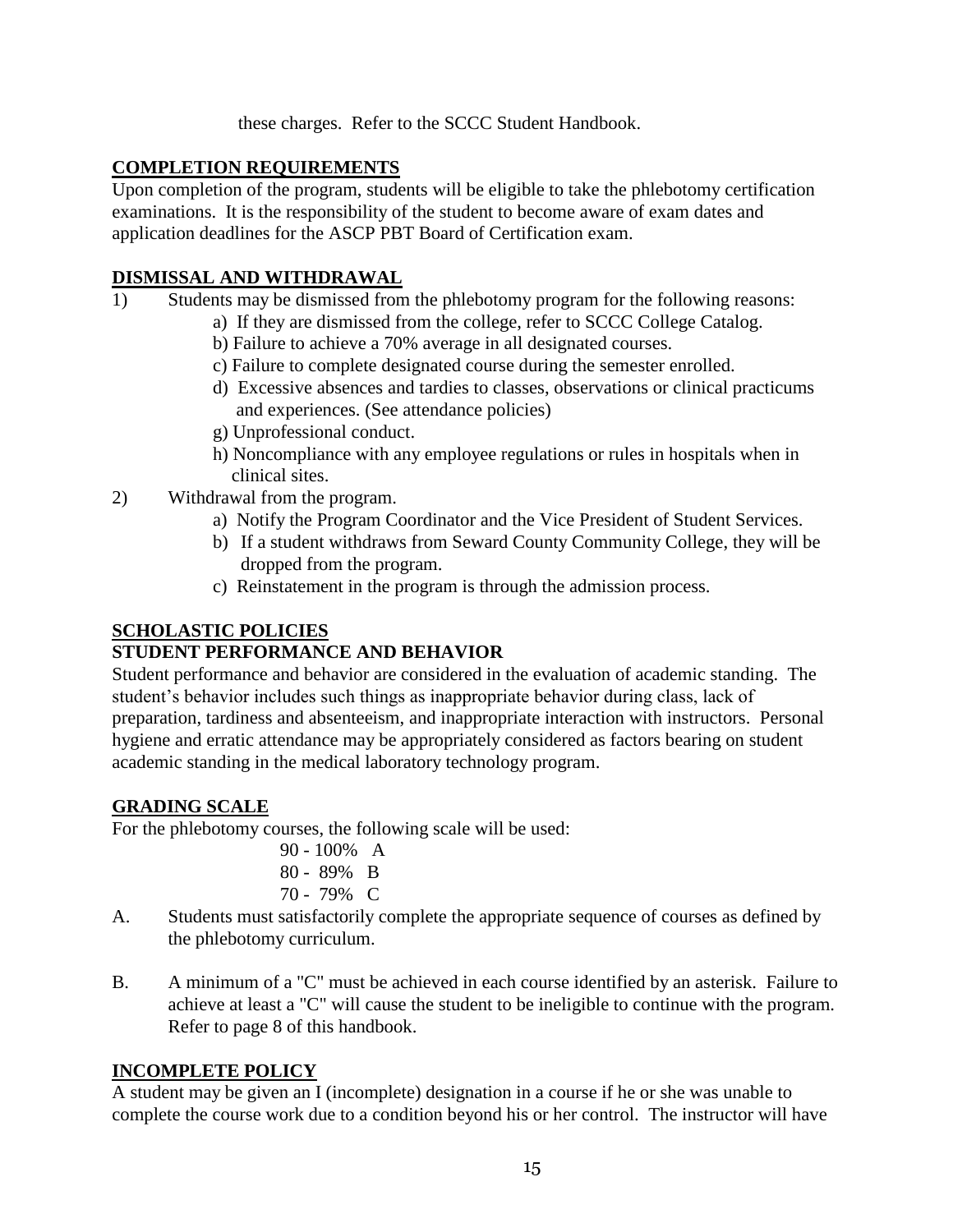these charges. Refer to the SCCC Student Handbook.

## COMPLETION REQUIREMENTS

Upon completion of the program, students will be eligible to take the phlebotomy certification examinations. It is the responsibility of the student to become aware of exam dates and application deadlines for the ASCP PBT Board of Certification exam.

## DISMISSAL AND WITHDRAWAL

1) Students may be dismissed from the phlebotomy program for the following reasons:
    - a) If they are dismissed from the college, refer to SCCC College Catalog.
    - b) Failure to achieve a 70% average in all designated courses.
    - c) Failure to complete designated course during the semester enrolled.
    - d) Excessive absences and tardies to classes, observations or clinical practicums and experiences. (See attendance policies)
    - g) Unprofessional conduct.
    - h) Noncompliance with any employee regulations or rules in hospitals when in clinical sites.
2) Withdrawal from the program.
    - a) Notify the Program Coordinator and the Vice President of Student Services.
    - b) If a student withdraws from Seward County Community College, they will be dropped from the program.
    - c) Reinstatement in the program is through the admission process.

## SCHOLASTIC POLICIES

### STUDENT PERFORMANCE AND BEHAVIOR

Student performance and behavior are considered in the evaluation of academic standing. The student's behavior includes such things as inappropriate behavior during class, lack of preparation, tardiness and absenteeism, and inappropriate interaction with instructors. Personal hygiene and erratic attendance may be appropriately considered as factors bearing on student academic standing in the medical laboratory technology program.

## GRADING SCALE

For the phlebotomy courses, the following scale will be used:

90 - 100% A
80 - 89% B
70 - 79% C

A. Students must satisfactorily complete the appropriate sequence of courses as defined by the phlebotomy curriculum.

B. A minimum of a "C" must be achieved in each course identified by an asterisk. Failure to achieve at least a "C" will cause the student to be ineligible to continue with the program. Refer to page 8 of this handbook.

## INCOMPLETE POLICY

A student may be given an I (incomplete) designation in a course if he or she was unable to complete the course work due to a condition beyond his or her control. The instructor will have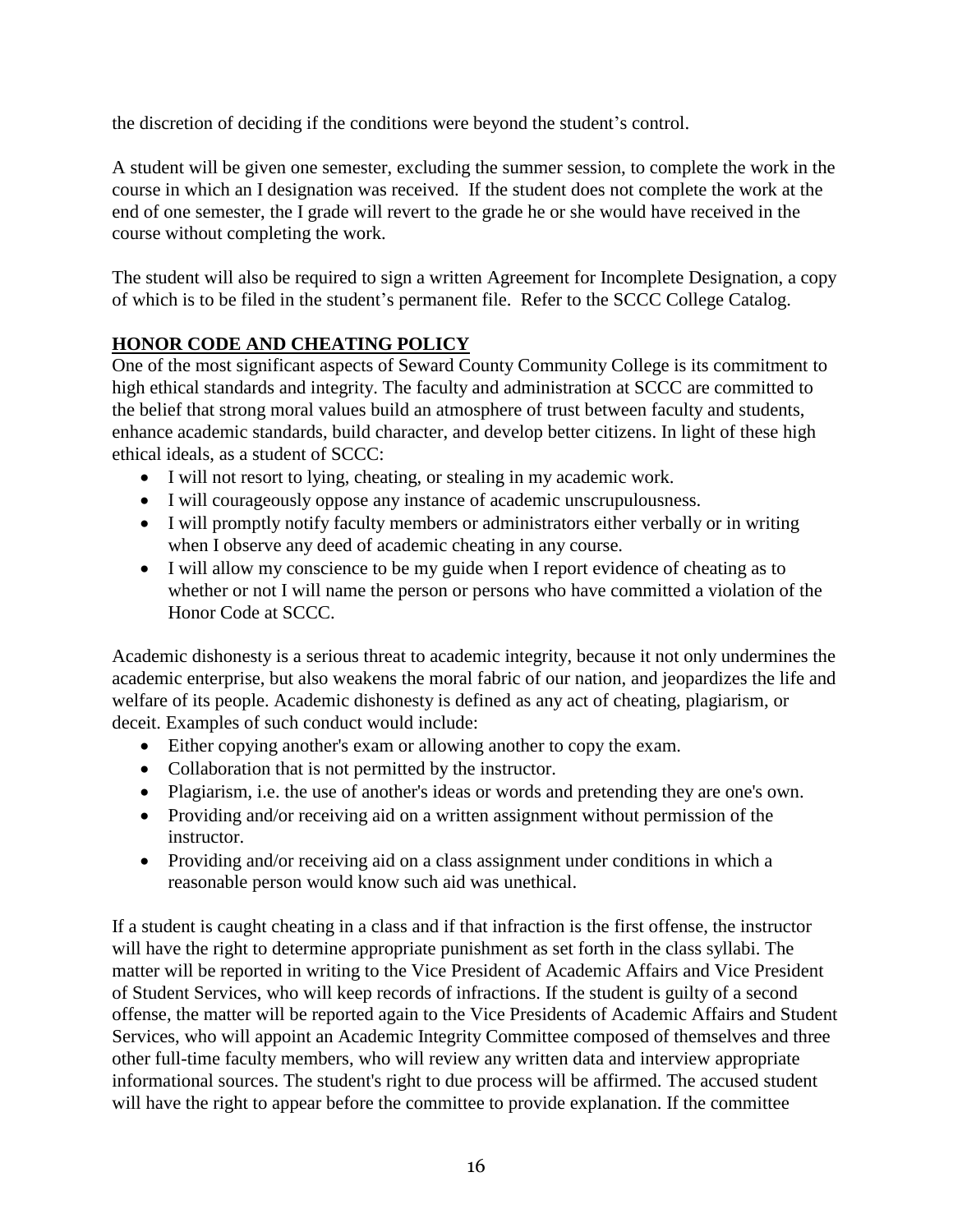the discretion of deciding if the conditions were beyond the student's control.

A student will be given one semester, excluding the summer session, to complete the work in the course in which an I designation was received. If the student does not complete the work at the end of one semester, the I grade will revert to the grade he or she would have received in the course without completing the work.

The student will also be required to sign a written Agreement for Incomplete Designation, a copy of which is to be filed in the student's permanent file. Refer to the SCCC College Catalog.

## HONOR CODE AND CHEATING POLICY

One of the most significant aspects of Seward County Community College is its commitment to high ethical standards and integrity. The faculty and administration at SCCC are committed to the belief that strong moral values build an atmosphere of trust between faculty and students, enhance academic standards, build character, and develop better citizens. In light of these high ethical ideals, as a student of SCCC:

- I will not resort to lying, cheating, or stealing in my academic work.
- I will courageously oppose any instance of academic unscrupulousness.
- I will promptly notify faculty members or administrators either verbally or in writing when I observe any deed of academic cheating in any course.
- I will allow my conscience to be my guide when I report evidence of cheating as to whether or not I will name the person or persons who have committed a violation of the Honor Code at SCCC.

Academic dishonesty is a serious threat to academic integrity, because it not only undermines the academic enterprise, but also weakens the moral fabric of our nation, and jeopardizes the life and welfare of its people. Academic dishonesty is defined as any act of cheating, plagiarism, or deceit. Examples of such conduct would include:

- Either copying another's exam or allowing another to copy the exam.
- Collaboration that is not permitted by the instructor.
- Plagiarism, i.e. the use of another's ideas or words and pretending they are one's own.
- Providing and/or receiving aid on a written assignment without permission of the instructor.
- Providing and/or receiving aid on a class assignment under conditions in which a reasonable person would know such aid was unethical.

If a student is caught cheating in a class and if that infraction is the first offense, the instructor will have the right to determine appropriate punishment as set forth in the class syllabi. The matter will be reported in writing to the Vice President of Academic Affairs and Vice President of Student Services, who will keep records of infractions. If the student is guilty of a second offense, the matter will be reported again to the Vice Presidents of Academic Affairs and Student Services, who will appoint an Academic Integrity Committee composed of themselves and three other full-time faculty members, who will review any written data and interview appropriate informational sources. The student's right to due process will be affirmed. The accused student will have the right to appear before the committee to provide explanation. If the committee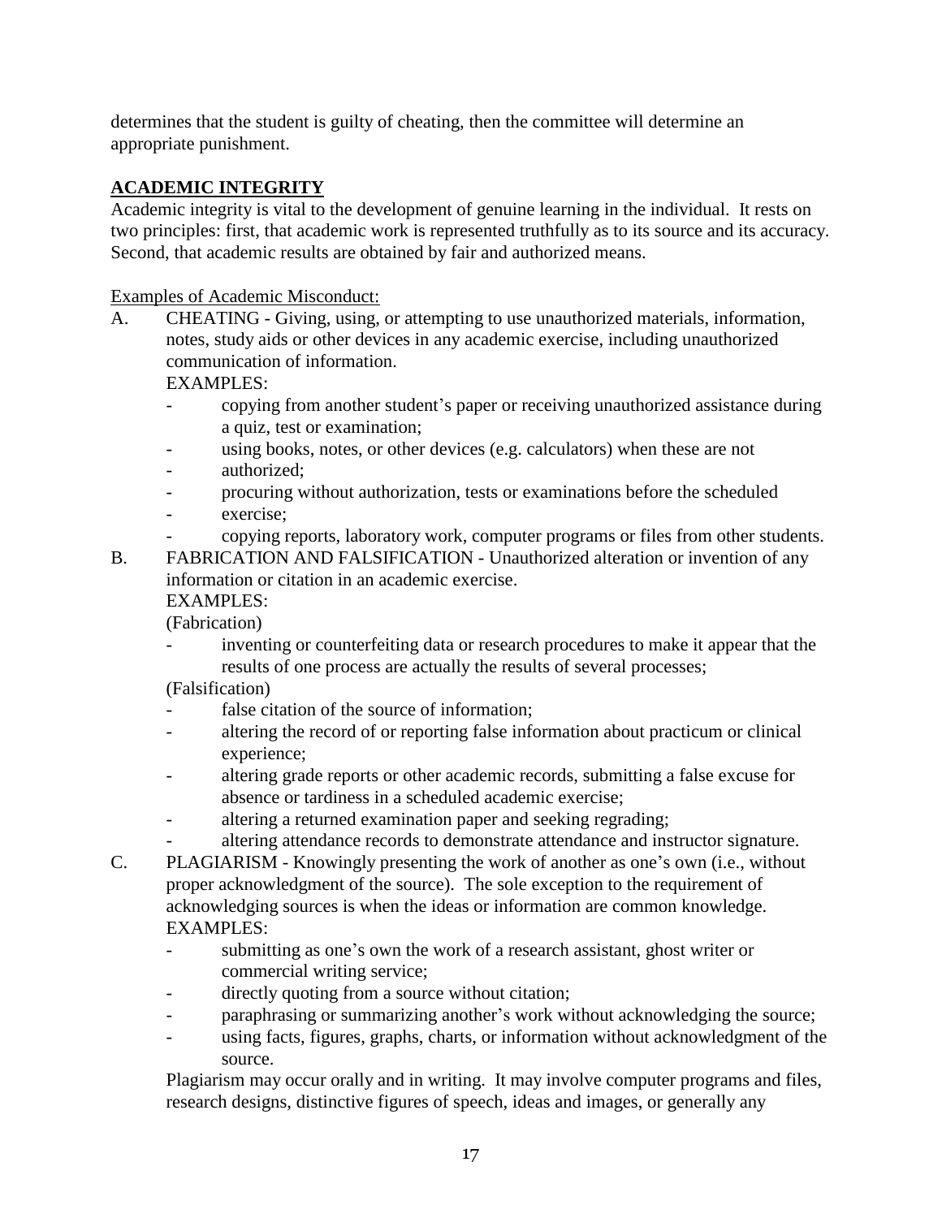determines that the student is guilty of cheating, then the committee will determine an appropriate punishment.

## ACADEMIC INTEGRITY

Academic integrity is vital to the development of genuine learning in the individual. It rests on two principles: first, that academic work is represented truthfully as to its source and its accuracy. Second, that academic results are obtained by fair and authorized means.

Examples of Academic Misconduct:

A. CHEATING - Giving, using, or attempting to use unauthorized materials, information, notes, study aids or other devices in any academic exercise, including unauthorized communication of information.

EXAMPLES:

- copying from another student's paper or receiving unauthorized assistance during a quiz, test or examination;
- using books, notes, or other devices (e.g. calculators) when these are not
- authorized;
- procuring without authorization, tests or examinations before the scheduled
- exercise;
- copying reports, laboratory work, computer programs or files from other students.

B. FABRICATION AND FALSIFICATION - Unauthorized alteration or invention of any information or citation in an academic exercise.

EXAMPLES:

(Fabrication)

- inventing or counterfeiting data or research procedures to make it appear that the results of one process are actually the results of several processes;

(Falsification)

- false citation of the source of information;
- altering the record of or reporting false information about practicum or clinical experience;
- altering grade reports or other academic records, submitting a false excuse for absence or tardiness in a scheduled academic exercise;
- altering a returned examination paper and seeking regrading;
- altering attendance records to demonstrate attendance and instructor signature.

C. PLAGIARISM - Knowingly presenting the work of another as one's own (i.e., without proper acknowledgment of the source). The sole exception to the requirement of acknowledging sources is when the ideas or information are common knowledge.

EXAMPLES:

- submitting as one's own the work of a research assistant, ghost writer or commercial writing service;
- directly quoting from a source without citation;
- paraphrasing or summarizing another's work without acknowledging the source;
- using facts, figures, graphs, charts, or information without acknowledgment of the source.

Plagiarism may occur orally and in writing. It may involve computer programs and files, research designs, distinctive figures of speech, ideas and images, or generally any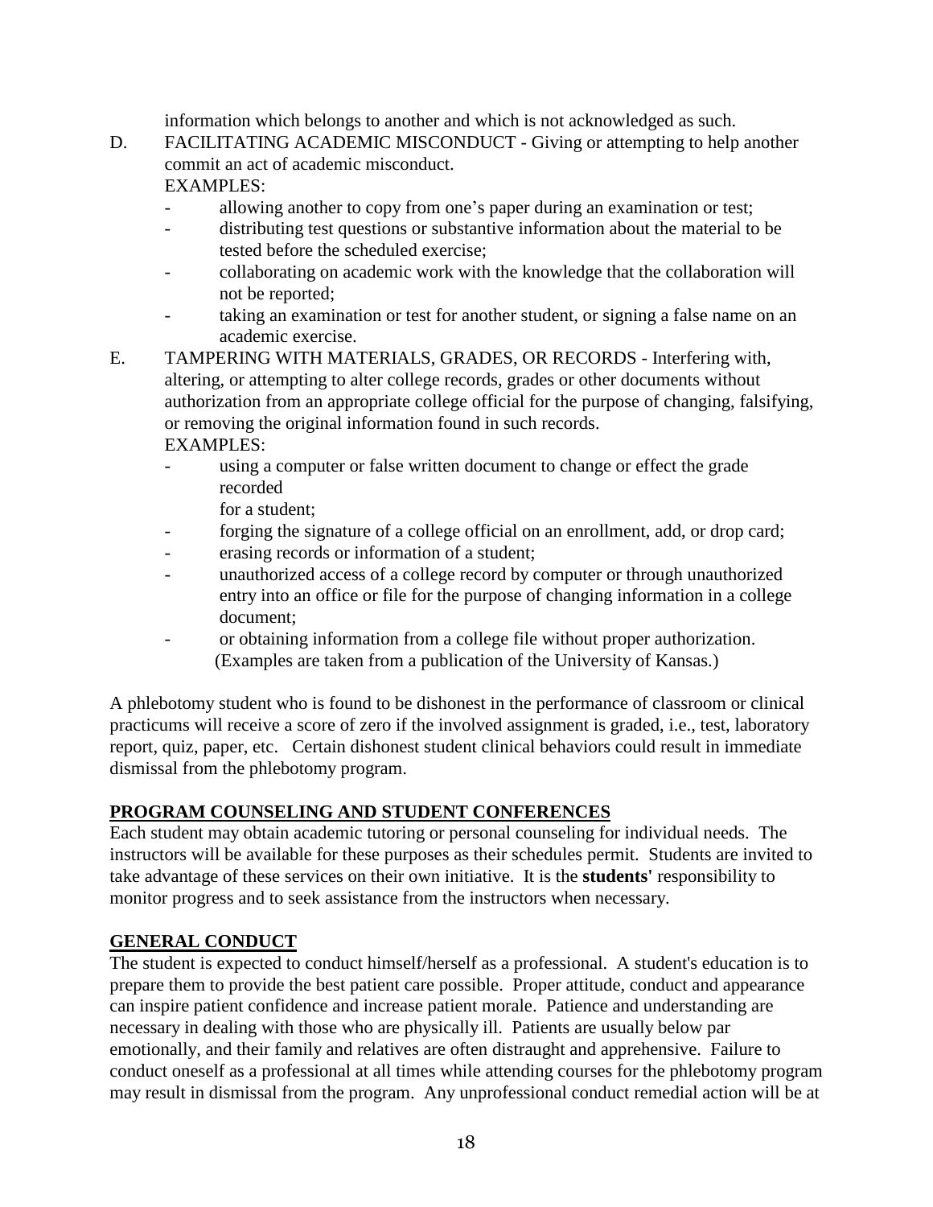information which belongs to another and which is not acknowledged as such.

D. FACILITATING ACADEMIC MISCONDUCT - Giving or attempting to help another commit an act of academic misconduct.
EXAMPLES:
- allowing another to copy from one's paper during an examination or test;
- distributing test questions or substantive information about the material to be tested before the scheduled exercise;
- collaborating on academic work with the knowledge that the collaboration will not be reported;
- taking an examination or test for another student, or signing a false name on an academic exercise.

E. TAMPERING WITH MATERIALS, GRADES, OR RECORDS - Interfering with, altering, or attempting to alter college records, grades or other documents without authorization from an appropriate college official for the purpose of changing, falsifying, or removing the original information found in such records.
EXAMPLES:
- using a computer or false written document to change or effect the grade recorded
  for a student;
- forging the signature of a college official on an enrollment, add, or drop card;
- erasing records or information of a student;
- unauthorized access of a college record by computer or through unauthorized entry into an office or file for the purpose of changing information in a college document;
- or obtaining information from a college file without proper authorization.
  (Examples are taken from a publication of the University of Kansas.)

A phlebotomy student who is found to be dishonest in the performance of classroom or clinical practicums will receive a score of zero if the involved assignment is graded, i.e., test, laboratory report, quiz, paper, etc. Certain dishonest student clinical behaviors could result in immediate dismissal from the phlebotomy program.

## PROGRAM COUNSELING AND STUDENT CONFERENCES

Each student may obtain academic tutoring or personal counseling for individual needs. The instructors will be available for these purposes as their schedules permit. Students are invited to take advantage of these services on their own initiative. It is the **students'** responsibility to monitor progress and to seek assistance from the instructors when necessary.

## GENERAL CONDUCT

The student is expected to conduct himself/herself as a professional. A student's education is to prepare them to provide the best patient care possible. Proper attitude, conduct and appearance can inspire patient confidence and increase patient morale. Patience and understanding are necessary in dealing with those who are physically ill. Patients are usually below par emotionally, and their family and relatives are often distraught and apprehensive. Failure to conduct oneself as a professional at all times while attending courses for the phlebotomy program may result in dismissal from the program. Any unprofessional conduct remedial action will be at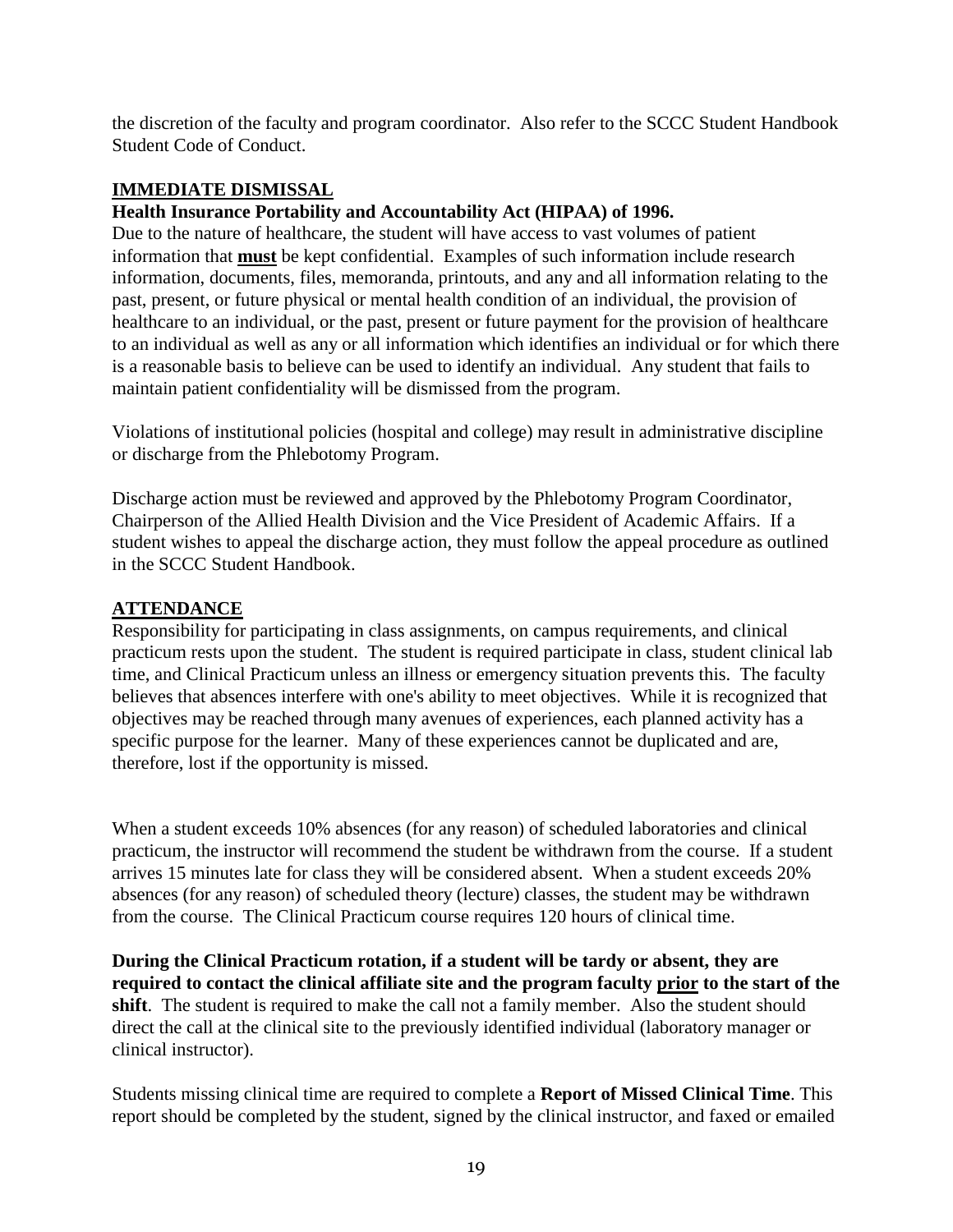the discretion of the faculty and program coordinator. Also refer to the SCCC Student Handbook Student Code of Conduct.

## IMMEDIATE DISMISSAL

**Health Insurance Portability and Accountability Act (HIPAA) of 1996.**

Due to the nature of healthcare, the student will have access to vast volumes of patient information that **must** be kept confidential. Examples of such information include research information, documents, files, memoranda, printouts, and any and all information relating to the past, present, or future physical or mental health condition of an individual, the provision of healthcare to an individual, or the past, present or future payment for the provision of healthcare to an individual as well as any or all information which identifies an individual or for which there is a reasonable basis to believe can be used to identify an individual. Any student that fails to maintain patient confidentiality will be dismissed from the program.

Violations of institutional policies (hospital and college) may result in administrative discipline or discharge from the Phlebotomy Program.

Discharge action must be reviewed and approved by the Phlebotomy Program Coordinator, Chairperson of the Allied Health Division and the Vice President of Academic Affairs. If a student wishes to appeal the discharge action, they must follow the appeal procedure as outlined in the SCCC Student Handbook.

## ATTENDANCE

Responsibility for participating in class assignments, on campus requirements, and clinical practicum rests upon the student. The student is required participate in class, student clinical lab time, and Clinical Practicum unless an illness or emergency situation prevents this. The faculty believes that absences interfere with one's ability to meet objectives. While it is recognized that objectives may be reached through many avenues of experiences, each planned activity has a specific purpose for the learner. Many of these experiences cannot be duplicated and are, therefore, lost if the opportunity is missed.

When a student exceeds 10% absences (for any reason) of scheduled laboratories and clinical practicum, the instructor will recommend the student be withdrawn from the course. If a student arrives 15 minutes late for class they will be considered absent. When a student exceeds 20% absences (for any reason) of scheduled theory (lecture) classes, the student may be withdrawn from the course. The Clinical Practicum course requires 120 hours of clinical time.

**During the Clinical Practicum rotation, if a student will be tardy or absent, they are required to contact the clinical affiliate site and the program faculty prior to the start of the shift**. The student is required to make the call not a family member. Also the student should direct the call at the clinical site to the previously identified individual (laboratory manager or clinical instructor).

Students missing clinical time are required to complete a **Report of Missed Clinical Time**. This report should be completed by the student, signed by the clinical instructor, and faxed or emailed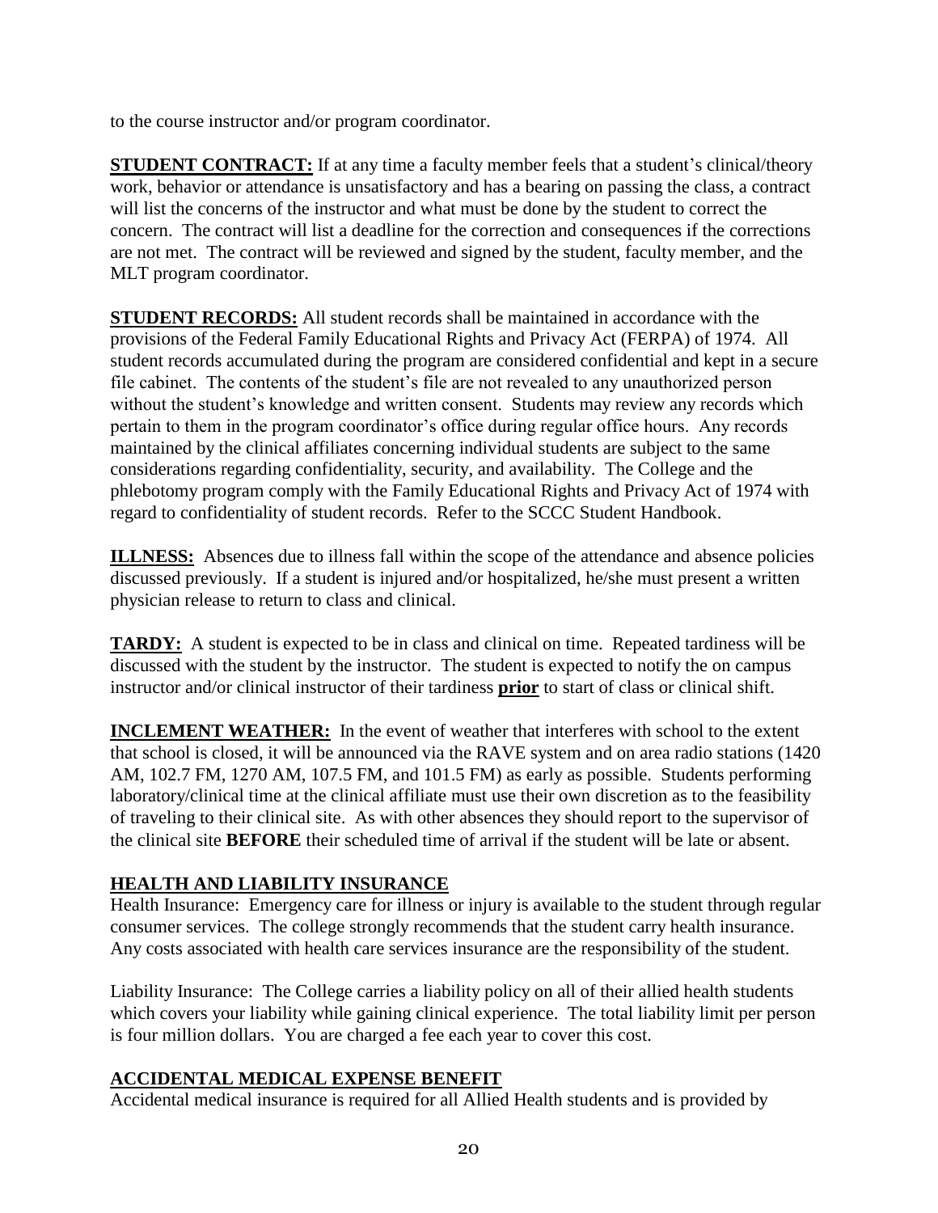to the course instructor and/or program coordinator.

**STUDENT CONTRACT:** If at any time a faculty member feels that a student's clinical/theory work, behavior or attendance is unsatisfactory and has a bearing on passing the class, a contract will list the concerns of the instructor and what must be done by the student to correct the concern. The contract will list a deadline for the correction and consequences if the corrections are not met. The contract will be reviewed and signed by the student, faculty member, and the MLT program coordinator.

**STUDENT RECORDS:** All student records shall be maintained in accordance with the provisions of the Federal Family Educational Rights and Privacy Act (FERPA) of 1974. All student records accumulated during the program are considered confidential and kept in a secure file cabinet. The contents of the student's file are not revealed to any unauthorized person without the student's knowledge and written consent. Students may review any records which pertain to them in the program coordinator's office during regular office hours. Any records maintained by the clinical affiliates concerning individual students are subject to the same considerations regarding confidentiality, security, and availability. The College and the phlebotomy program comply with the Family Educational Rights and Privacy Act of 1974 with regard to confidentiality of student records. Refer to the SCCC Student Handbook.

**ILLNESS:** Absences due to illness fall within the scope of the attendance and absence policies discussed previously. If a student is injured and/or hospitalized, he/she must present a written physician release to return to class and clinical.

**TARDY:** A student is expected to be in class and clinical on time. Repeated tardiness will be discussed with the student by the instructor. The student is expected to notify the on campus instructor and/or clinical instructor of their tardiness **prior** to start of class or clinical shift.

**INCLEMENT WEATHER:** In the event of weather that interferes with school to the extent that school is closed, it will be announced via the RAVE system and on area radio stations (1420 AM, 102.7 FM, 1270 AM, 107.5 FM, and 101.5 FM) as early as possible. Students performing laboratory/clinical time at the clinical affiliate must use their own discretion as to the feasibility of traveling to their clinical site. As with other absences they should report to the supervisor of the clinical site **BEFORE** their scheduled time of arrival if the student will be late or absent.

## HEALTH AND LIABILITY INSURANCE

Health Insurance: Emergency care for illness or injury is available to the student through regular consumer services. The college strongly recommends that the student carry health insurance. Any costs associated with health care services insurance are the responsibility of the student.

Liability Insurance: The College carries a liability policy on all of their allied health students which covers your liability while gaining clinical experience. The total liability limit per person is four million dollars. You are charged a fee each year to cover this cost.

## ACCIDENTAL MEDICAL EXPENSE BENEFIT

Accidental medical insurance is required for all Allied Health students and is provided by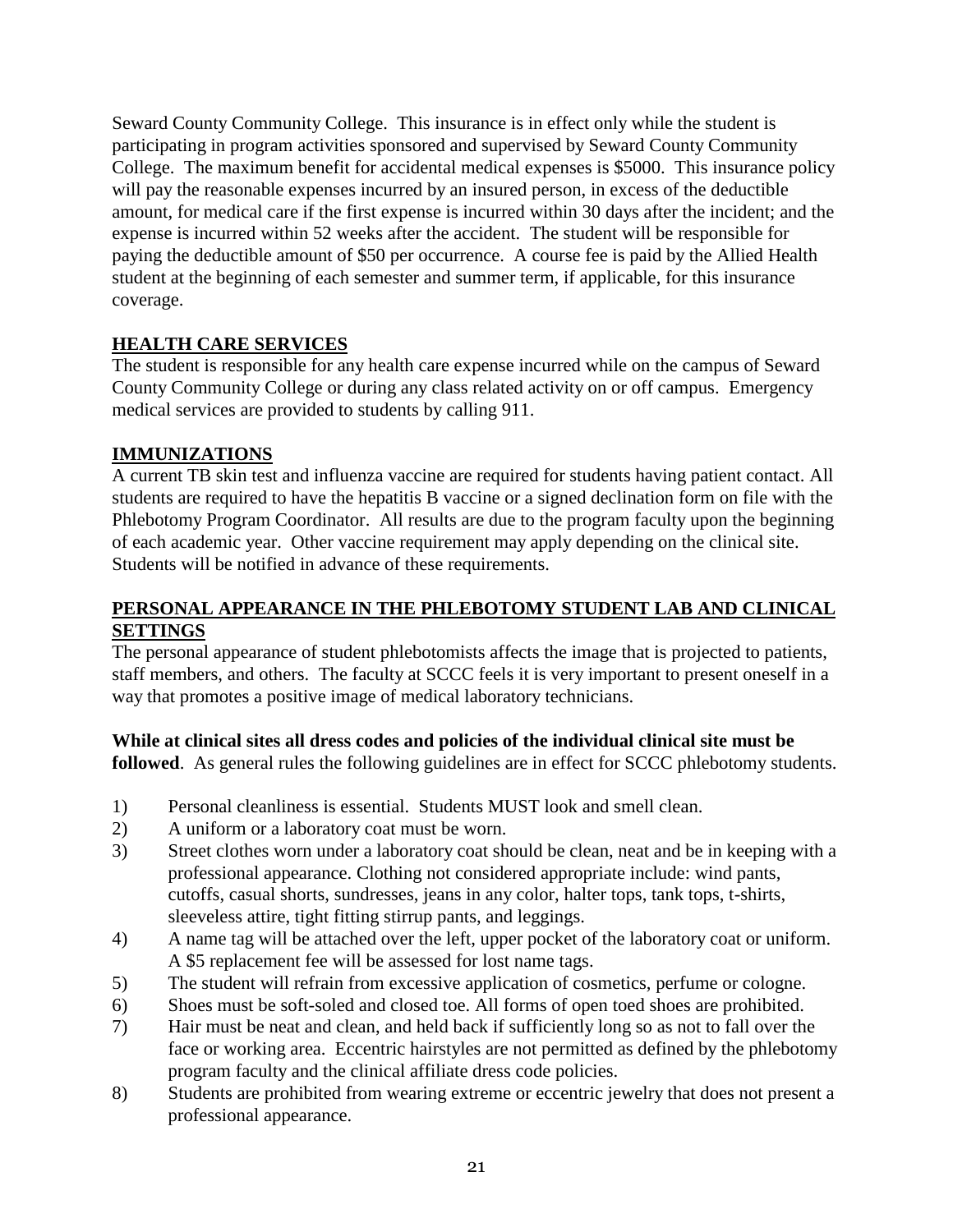Seward County Community College. This insurance is in effect only while the student is participating in program activities sponsored and supervised by Seward County Community College. The maximum benefit for accidental medical expenses is $5000. This insurance policy will pay the reasonable expenses incurred by an insured person, in excess of the deductible amount, for medical care if the first expense is incurred within 30 days after the incident; and the expense is incurred within 52 weeks after the accident. The student will be responsible for paying the deductible amount of $50 per occurrence. A course fee is paid by the Allied Health student at the beginning of each semester and summer term, if applicable, for this insurance coverage.

## HEALTH CARE SERVICES

The student is responsible for any health care expense incurred while on the campus of Seward County Community College or during any class related activity on or off campus. Emergency medical services are provided to students by calling 911.

## IMMUNIZATIONS

A current TB skin test and influenza vaccine are required for students having patient contact. All students are required to have the hepatitis B vaccine or a signed declination form on file with the Phlebotomy Program Coordinator. All results are due to the program faculty upon the beginning of each academic year. Other vaccine requirement may apply depending on the clinical site. Students will be notified in advance of these requirements.

## PERSONAL APPEARANCE IN THE PHLEBOTOMY STUDENT LAB AND CLINICAL SETTINGS

The personal appearance of student phlebotomists affects the image that is projected to patients, staff members, and others. The faculty at SCCC feels it is very important to present oneself in a way that promotes a positive image of medical laboratory technicians.

**While at clinical sites all dress codes and policies of the individual clinical site must be followed**. As general rules the following guidelines are in effect for SCCC phlebotomy students.

1) Personal cleanliness is essential. Students MUST look and smell clean.
2) A uniform or a laboratory coat must be worn.
3) Street clothes worn under a laboratory coat should be clean, neat and be in keeping with a professional appearance. Clothing not considered appropriate include: wind pants, cutoffs, casual shorts, sundresses, jeans in any color, halter tops, tank tops, t-shirts, sleeveless attire, tight fitting stirrup pants, and leggings.
4) A name tag will be attached over the left, upper pocket of the laboratory coat or uniform. A $5 replacement fee will be assessed for lost name tags.
5) The student will refrain from excessive application of cosmetics, perfume or cologne.
6) Shoes must be soft-soled and closed toe. All forms of open toed shoes are prohibited.
7) Hair must be neat and clean, and held back if sufficiently long so as not to fall over the face or working area. Eccentric hairstyles are not permitted as defined by the phlebotomy program faculty and the clinical affiliate dress code policies.
8) Students are prohibited from wearing extreme or eccentric jewelry that does not present a professional appearance.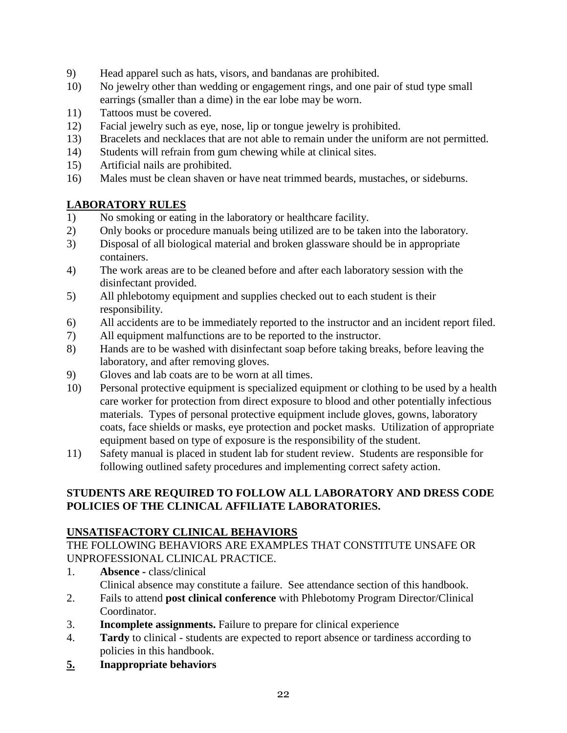9) Head apparel such as hats, visors, and bandanas are prohibited.
10) No jewelry other than wedding or engagement rings, and one pair of stud type small earrings (smaller than a dime) in the ear lobe may be worn.
11) Tattoos must be covered.
12) Facial jewelry such as eye, nose, lip or tongue jewelry is prohibited.
13) Bracelets and necklaces that are not able to remain under the uniform are not permitted.
14) Students will refrain from gum chewing while at clinical sites.
15) Artificial nails are prohibited.
16) Males must be clean shaven or have neat trimmed beards, mustaches, or sideburns.

## LABORATORY RULES

1) No smoking or eating in the laboratory or healthcare facility.
2) Only books or procedure manuals being utilized are to be taken into the laboratory.
3) Disposal of all biological material and broken glassware should be in appropriate containers.
4) The work areas are to be cleaned before and after each laboratory session with the disinfectant provided.
5) All phlebotomy equipment and supplies checked out to each student is their responsibility.
6) All accidents are to be immediately reported to the instructor and an incident report filed.
7) All equipment malfunctions are to be reported to the instructor.
8) Hands are to be washed with disinfectant soap before taking breaks, before leaving the laboratory, and after removing gloves.
9) Gloves and lab coats are to be worn at all times.
10) Personal protective equipment is specialized equipment or clothing to be used by a health care worker for protection from direct exposure to blood and other potentially infectious materials. Types of personal protective equipment include gloves, gowns, laboratory coats, face shields or masks, eye protection and pocket masks. Utilization of appropriate equipment based on type of exposure is the responsibility of the student.
11) Safety manual is placed in student lab for student review. Students are responsible for following outlined safety procedures and implementing correct safety action.

**STUDENTS ARE REQUIRED TO FOLLOW ALL LABORATORY AND DRESS CODE POLICIES OF THE CLINICAL AFFILIATE LABORATORIES.**

## UNSATISFACTORY CLINICAL BEHAVIORS

THE FOLLOWING BEHAVIORS ARE EXAMPLES THAT CONSTITUTE UNSAFE OR UNPROFESSIONAL CLINICAL PRACTICE.

1. **Absence -** class/clinical
   Clinical absence may constitute a failure. See attendance section of this handbook.
2. Fails to attend **post clinical conference** with Phlebotomy Program Director/Clinical Coordinator.
3. **Incomplete assignments.** Failure to prepare for clinical experience
4. **Tardy** to clinical - students are expected to report absence or tardiness according to policies in this handbook.
5. **Inappropriate behaviors**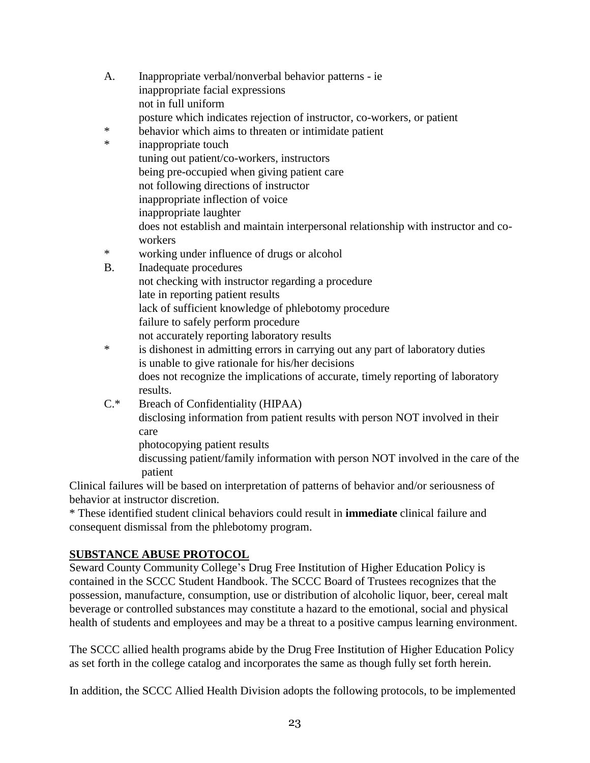A. Inappropriate verbal/nonverbal behavior patterns - ie
   inappropriate facial expressions
   not in full uniform
   posture which indicates rejection of instructor, co-workers, or patient
\* behavior which aims to threaten or intimidate patient
\* inappropriate touch
   tuning out patient/co-workers, instructors
   being pre-occupied when giving patient care
   not following directions of instructor
   inappropriate inflection of voice
   inappropriate laughter
   does not establish and maintain interpersonal relationship with instructor and co-workers
\* working under influence of drugs or alcohol

B. Inadequate procedures
   not checking with instructor regarding a procedure
   late in reporting patient results
   lack of sufficient knowledge of phlebotomy procedure
   failure to safely perform procedure
   not accurately reporting laboratory results
\* is dishonest in admitting errors in carrying out any part of laboratory duties
   is unable to give rationale for his/her decisions
   does not recognize the implications of accurate, timely reporting of laboratory results.

C.* Breach of Confidentiality (HIPAA)
   disclosing information from patient results with person NOT involved in their care
   photocopying patient results
   discussing patient/family information with person NOT involved in the care of the patient

Clinical failures will be based on interpretation of patterns of behavior and/or seriousness of behavior at instructor discretion.

\* These identified student clinical behaviors could result in **immediate** clinical failure and consequent dismissal from the phlebotomy program.

## SUBSTANCE ABUSE PROTOCOL

Seward County Community College's Drug Free Institution of Higher Education Policy is contained in the SCCC Student Handbook. The SCCC Board of Trustees recognizes that the possession, manufacture, consumption, use or distribution of alcoholic liquor, beer, cereal malt beverage or controlled substances may constitute a hazard to the emotional, social and physical health of students and employees and may be a threat to a positive campus learning environment.

The SCCC allied health programs abide by the Drug Free Institution of Higher Education Policy as set forth in the college catalog and incorporates the same as though fully set forth herein.

In addition, the SCCC Allied Health Division adopts the following protocols, to be implemented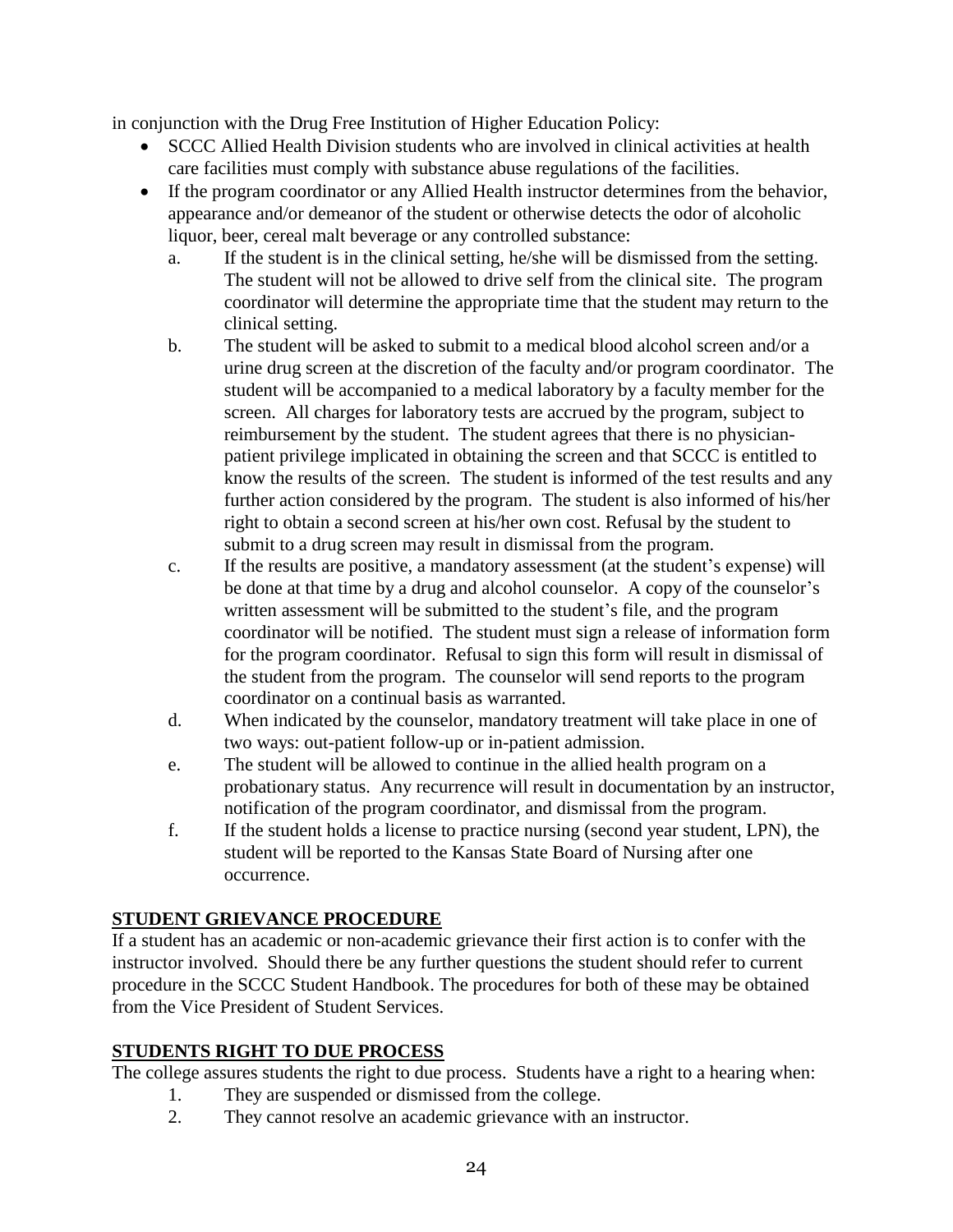in conjunction with the Drug Free Institution of Higher Education Policy:

- SCCC Allied Health Division students who are involved in clinical activities at health care facilities must comply with substance abuse regulations of the facilities.
- If the program coordinator or any Allied Health instructor determines from the behavior, appearance and/or demeanor of the student or otherwise detects the odor of alcoholic liquor, beer, cereal malt beverage or any controlled substance:
    - a. If the student is in the clinical setting, he/she will be dismissed from the setting. The student will not be allowed to drive self from the clinical site. The program coordinator will determine the appropriate time that the student may return to the clinical setting.
    - b. The student will be asked to submit to a medical blood alcohol screen and/or a urine drug screen at the discretion of the faculty and/or program coordinator. The student will be accompanied to a medical laboratory by a faculty member for the screen. All charges for laboratory tests are accrued by the program, subject to reimbursement by the student. The student agrees that there is no physician-patient privilege implicated in obtaining the screen and that SCCC is entitled to know the results of the screen. The student is informed of the test results and any further action considered by the program. The student is also informed of his/her right to obtain a second screen at his/her own cost. Refusal by the student to submit to a drug screen may result in dismissal from the program.
    - c. If the results are positive, a mandatory assessment (at the student's expense) will be done at that time by a drug and alcohol counselor. A copy of the counselor's written assessment will be submitted to the student's file, and the program coordinator will be notified. The student must sign a release of information form for the program coordinator. Refusal to sign this form will result in dismissal of the student from the program. The counselor will send reports to the program coordinator on a continual basis as warranted.
    - d. When indicated by the counselor, mandatory treatment will take place in one of two ways: out-patient follow-up or in-patient admission.
    - e. The student will be allowed to continue in the allied health program on a probationary status. Any recurrence will result in documentation by an instructor, notification of the program coordinator, and dismissal from the program.
    - f. If the student holds a license to practice nursing (second year student, LPN), the student will be reported to the Kansas State Board of Nursing after one occurrence.

## STUDENT GRIEVANCE PROCEDURE

If a student has an academic or non-academic grievance their first action is to confer with the instructor involved. Should there be any further questions the student should refer to current procedure in the SCCC Student Handbook. The procedures for both of these may be obtained from the Vice President of Student Services.

## STUDENTS RIGHT TO DUE PROCESS

The college assures students the right to due process. Students have a right to a hearing when:

1. They are suspended or dismissed from the college.
2. They cannot resolve an academic grievance with an instructor.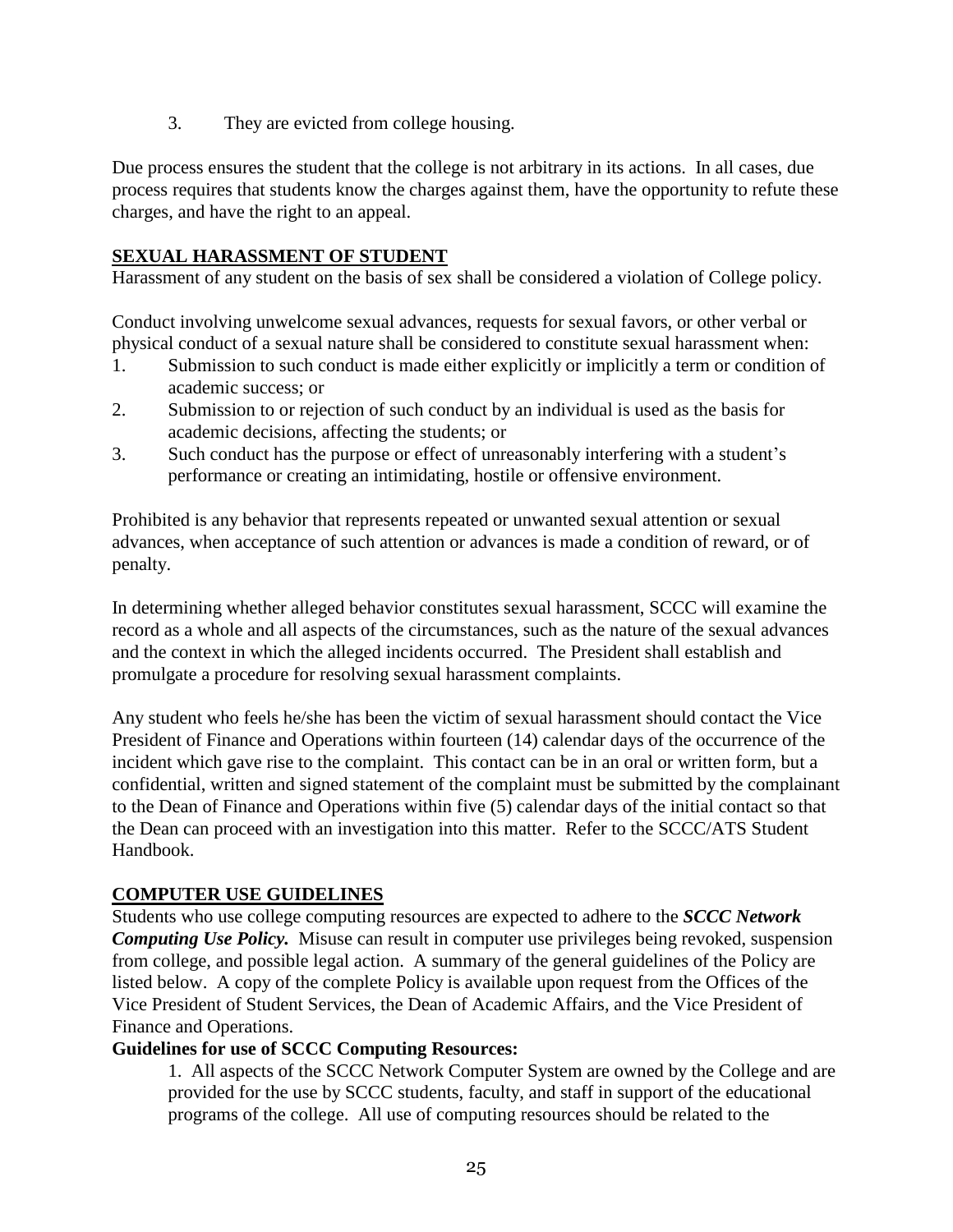3. They are evicted from college housing.

Due process ensures the student that the college is not arbitrary in its actions. In all cases, due process requires that students know the charges against them, have the opportunity to refute these charges, and have the right to an appeal.

## SEXUAL HARASSMENT OF STUDENT

Harassment of any student on the basis of sex shall be considered a violation of College policy.

Conduct involving unwelcome sexual advances, requests for sexual favors, or other verbal or physical conduct of a sexual nature shall be considered to constitute sexual harassment when:

1. Submission to such conduct is made either explicitly or implicitly a term or condition of academic success; or
2. Submission to or rejection of such conduct by an individual is used as the basis for academic decisions, affecting the students; or
3. Such conduct has the purpose or effect of unreasonably interfering with a student's performance or creating an intimidating, hostile or offensive environment.

Prohibited is any behavior that represents repeated or unwanted sexual attention or sexual advances, when acceptance of such attention or advances is made a condition of reward, or of penalty.

In determining whether alleged behavior constitutes sexual harassment, SCCC will examine the record as a whole and all aspects of the circumstances, such as the nature of the sexual advances and the context in which the alleged incidents occurred. The President shall establish and promulgate a procedure for resolving sexual harassment complaints.

Any student who feels he/she has been the victim of sexual harassment should contact the Vice President of Finance and Operations within fourteen (14) calendar days of the occurrence of the incident which gave rise to the complaint. This contact can be in an oral or written form, but a confidential, written and signed statement of the complaint must be submitted by the complainant to the Dean of Finance and Operations within five (5) calendar days of the initial contact so that the Dean can proceed with an investigation into this matter. Refer to the SCCC/ATS Student Handbook.

## COMPUTER USE GUIDELINES

Students who use college computing resources are expected to adhere to the ***SCCC Network Computing Use Policy.*** Misuse can result in computer use privileges being revoked, suspension from college, and possible legal action. A summary of the general guidelines of the Policy are listed below. A copy of the complete Policy is available upon request from the Offices of the Vice President of Student Services, the Dean of Academic Affairs, and the Vice President of Finance and Operations.

**Guidelines for use of SCCC Computing Resources:**

1. All aspects of the SCCC Network Computer System are owned by the College and are provided for the use by SCCC students, faculty, and staff in support of the educational programs of the college. All use of computing resources should be related to the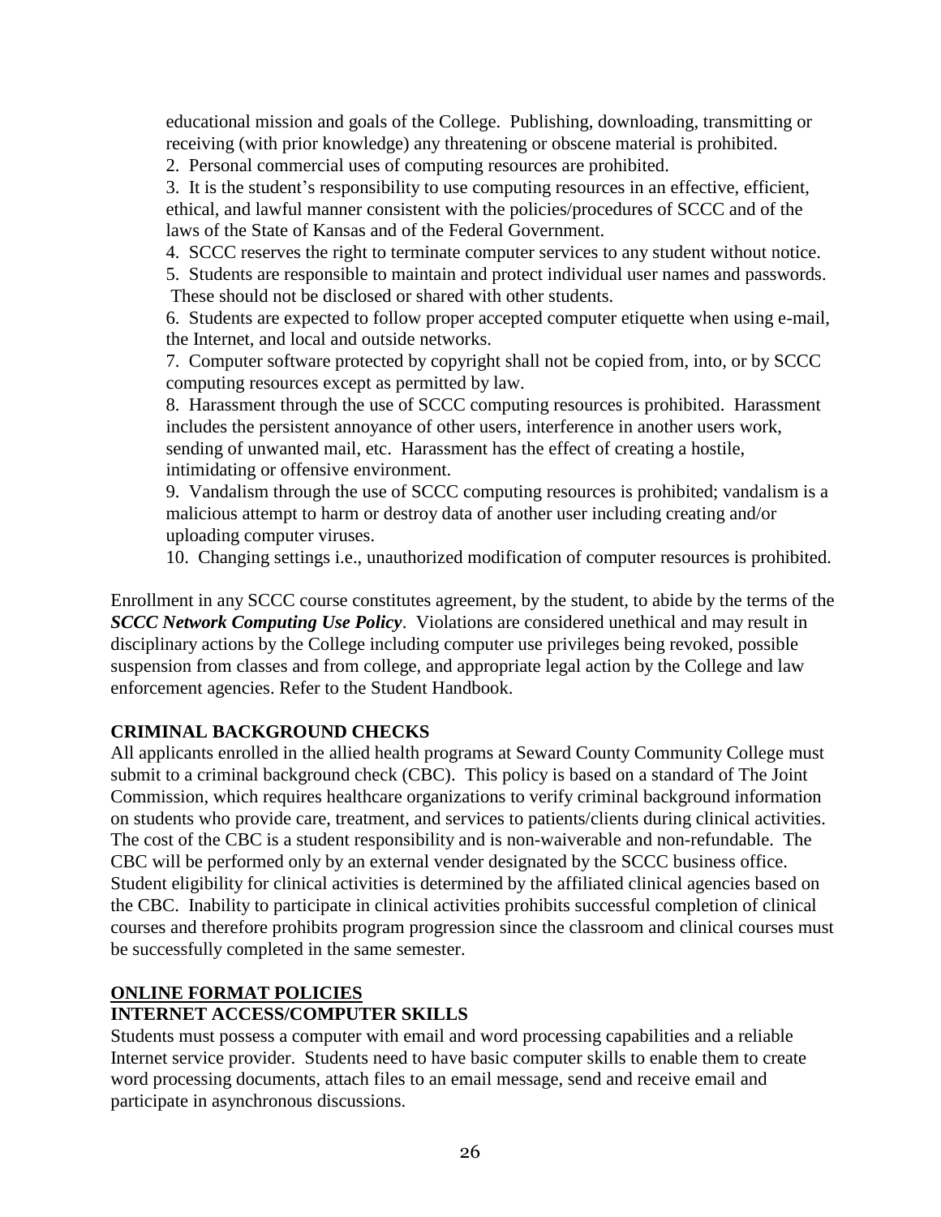educational mission and goals of the College. Publishing, downloading, transmitting or receiving (with prior knowledge) any threatening or obscene material is prohibited.

2. Personal commercial uses of computing resources are prohibited.

3. It is the student's responsibility to use computing resources in an effective, efficient, ethical, and lawful manner consistent with the policies/procedures of SCCC and of the laws of the State of Kansas and of the Federal Government.

4. SCCC reserves the right to terminate computer services to any student without notice.

5. Students are responsible to maintain and protect individual user names and passwords. These should not be disclosed or shared with other students.

6. Students are expected to follow proper accepted computer etiquette when using e-mail, the Internet, and local and outside networks.

7. Computer software protected by copyright shall not be copied from, into, or by SCCC computing resources except as permitted by law.

8. Harassment through the use of SCCC computing resources is prohibited. Harassment includes the persistent annoyance of other users, interference in another users work, sending of unwanted mail, etc. Harassment has the effect of creating a hostile, intimidating or offensive environment.

9. Vandalism through the use of SCCC computing resources is prohibited; vandalism is a malicious attempt to harm or destroy data of another user including creating and/or uploading computer viruses.

10. Changing settings i.e., unauthorized modification of computer resources is prohibited.

Enrollment in any SCCC course constitutes agreement, by the student, to abide by the terms of the ***SCCC Network Computing Use Policy***. Violations are considered unethical and may result in disciplinary actions by the College including computer use privileges being revoked, possible suspension from classes and from college, and appropriate legal action by the College and law enforcement agencies. Refer to the Student Handbook.

**CRIMINAL BACKGROUND CHECKS**

All applicants enrolled in the allied health programs at Seward County Community College must submit to a criminal background check (CBC). This policy is based on a standard of The Joint Commission, which requires healthcare organizations to verify criminal background information on students who provide care, treatment, and services to patients/clients during clinical activities. The cost of the CBC is a student responsibility and is non-waiverable and non-refundable. The CBC will be performed only by an external vender designated by the SCCC business office. Student eligibility for clinical activities is determined by the affiliated clinical agencies based on the CBC. Inability to participate in clinical activities prohibits successful completion of clinical courses and therefore prohibits program progression since the classroom and clinical courses must be successfully completed in the same semester.

**ONLINE FORMAT POLICIES**

**INTERNET ACCESS/COMPUTER SKILLS**

Students must possess a computer with email and word processing capabilities and a reliable Internet service provider. Students need to have basic computer skills to enable them to create word processing documents, attach files to an email message, send and receive email and participate in asynchronous discussions.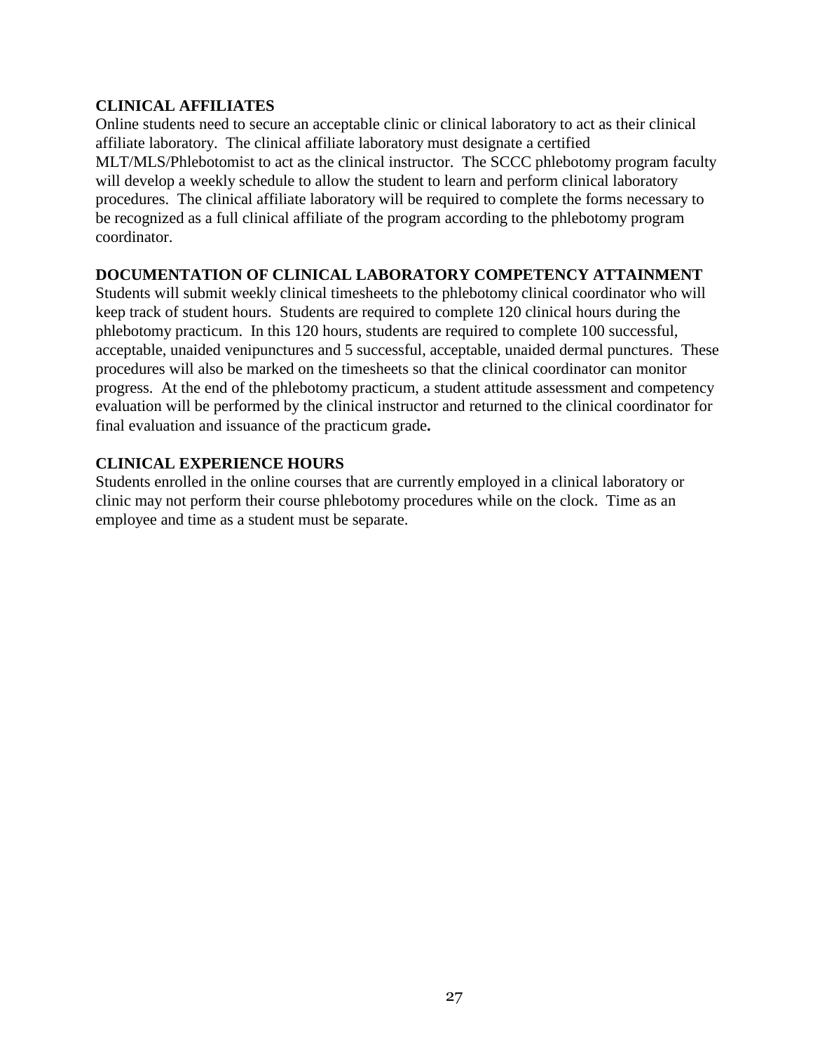## CLINICAL AFFILIATES

Online students need to secure an acceptable clinic or clinical laboratory to act as their clinical affiliate laboratory. The clinical affiliate laboratory must designate a certified MLT/MLS/Phlebotomist to act as the clinical instructor. The SCCC phlebotomy program faculty will develop a weekly schedule to allow the student to learn and perform clinical laboratory procedures. The clinical affiliate laboratory will be required to complete the forms necessary to be recognized as a full clinical affiliate of the program according to the phlebotomy program coordinator.

## DOCUMENTATION OF CLINICAL LABORATORY COMPETENCY ATTAINMENT

Students will submit weekly clinical timesheets to the phlebotomy clinical coordinator who will keep track of student hours. Students are required to complete 120 clinical hours during the phlebotomy practicum. In this 120 hours, students are required to complete 100 successful, acceptable, unaided venipunctures and 5 successful, acceptable, unaided dermal punctures. These procedures will also be marked on the timesheets so that the clinical coordinator can monitor progress. At the end of the phlebotomy practicum, a student attitude assessment and competency evaluation will be performed by the clinical instructor and returned to the clinical coordinator for final evaluation and issuance of the practicum grade.

## CLINICAL EXPERIENCE HOURS

Students enrolled in the online courses that are currently employed in a clinical laboratory or clinic may not perform their course phlebotomy procedures while on the clock. Time as an employee and time as a student must be separate.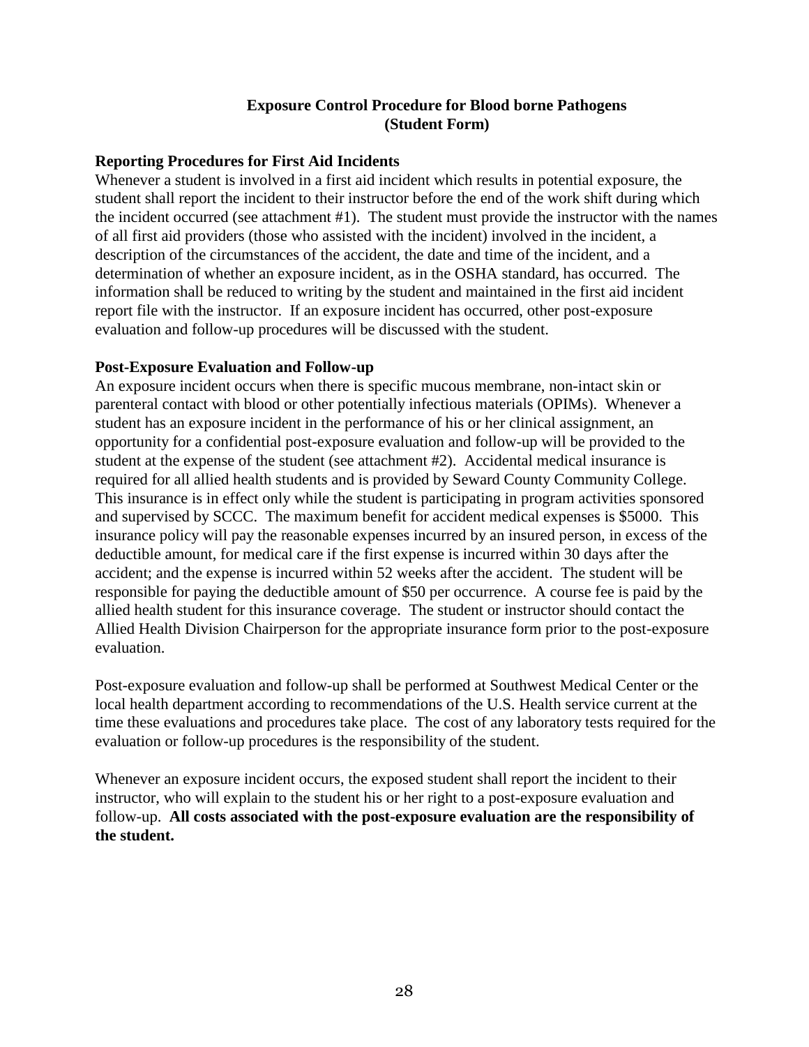## Exposure Control Procedure for Blood borne Pathogens (Student Form)

### Reporting Procedures for First Aid Incidents

Whenever a student is involved in a first aid incident which results in potential exposure, the student shall report the incident to their instructor before the end of the work shift during which the incident occurred (see attachment #1). The student must provide the instructor with the names of all first aid providers (those who assisted with the incident) involved in the incident, a description of the circumstances of the accident, the date and time of the incident, and a determination of whether an exposure incident, as in the OSHA standard, has occurred. The information shall be reduced to writing by the student and maintained in the first aid incident report file with the instructor. If an exposure incident has occurred, other post-exposure evaluation and follow-up procedures will be discussed with the student.

### Post-Exposure Evaluation and Follow-up

An exposure incident occurs when there is specific mucous membrane, non-intact skin or parenteral contact with blood or other potentially infectious materials (OPIMs). Whenever a student has an exposure incident in the performance of his or her clinical assignment, an opportunity for a confidential post-exposure evaluation and follow-up will be provided to the student at the expense of the student (see attachment #2). Accidental medical insurance is required for all allied health students and is provided by Seward County Community College. This insurance is in effect only while the student is participating in program activities sponsored and supervised by SCCC. The maximum benefit for accident medical expenses is $5000. This insurance policy will pay the reasonable expenses incurred by an insured person, in excess of the deductible amount, for medical care if the first expense is incurred within 30 days after the accident; and the expense is incurred within 52 weeks after the accident. The student will be responsible for paying the deductible amount of $50 per occurrence. A course fee is paid by the allied health student for this insurance coverage. The student or instructor should contact the Allied Health Division Chairperson for the appropriate insurance form prior to the post-exposure evaluation.

Post-exposure evaluation and follow-up shall be performed at Southwest Medical Center or the local health department according to recommendations of the U.S. Health service current at the time these evaluations and procedures take place. The cost of any laboratory tests required for the evaluation or follow-up procedures is the responsibility of the student.

Whenever an exposure incident occurs, the exposed student shall report the incident to their instructor, who will explain to the student his or her right to a post-exposure evaluation and follow-up. **All costs associated with the post-exposure evaluation are the responsibility of the student.**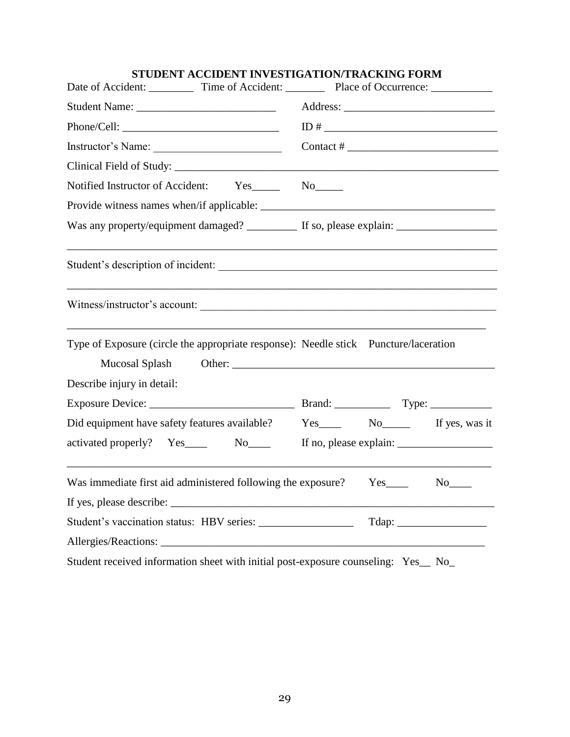# STUDENT ACCIDENT INVESTIGATION/TRACKING FORM

Date of Accident: ________ Time of Accident: _______ Place of Occurrence: ___________

Student Name: _________________________ Address: ___________________________

Phone/Cell: ____________________________ ID # _______________________________

Instructor's Name: _______________________ Contact # ___________________________

Clinical Field of Study: ___________________________________________________________

Notified Instructor of Accident: Yes_____ No_____

Provide witness names when/if applicable: __________________________________________

Was any property/equipment damaged? _________ If so, please explain: __________________

_____________________________________________________________________________

Student's description of incident: __________________________________________________

_____________________________________________________________________________

Witness/instructor's account: _____________________________________________________

_____________________________________________________________________________

Type of Exposure (circle the appropriate response): Needle stick Puncture/laceration

Mucosal Splash Other: ________________________________________________

Describe injury in detail:

Exposure Device: __________________________ Brand: __________ Type: ___________

Did equipment have safety features available? Yes____ No_____ If yes, was it activated properly? Yes____ No____ If no, please explain: _________________

_____________________________________________________________________________

Was immediate first aid administered following the exposure? Yes____ No____

If yes, please describe: ____________________________________________________________

Student's vaccination status: HBV series: ________________ Tdap: ________________

Allergies/Reactions: ____________________________________________________________

Student received information sheet with initial post-exposure counseling: Yes__ No_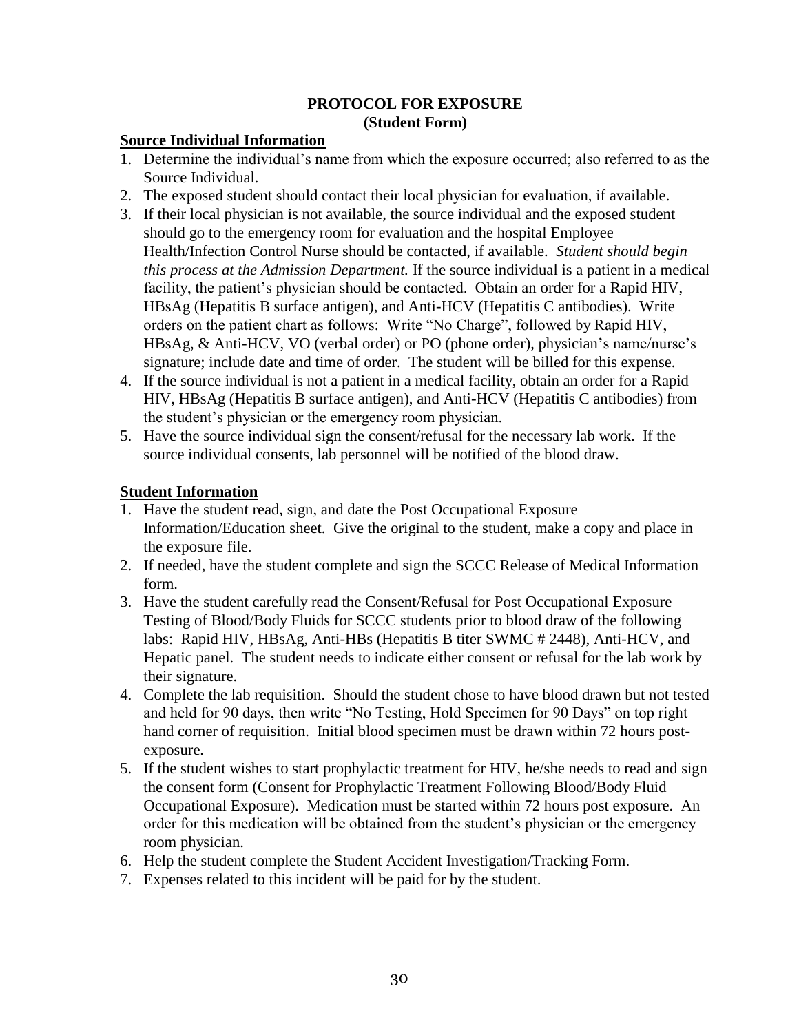## PROTOCOL FOR EXPOSURE
### (Student Form)

**Source Individual Information**

1. Determine the individual's name from which the exposure occurred; also referred to as the Source Individual.
2. The exposed student should contact their local physician for evaluation, if available.
3. If their local physician is not available, the source individual and the exposed student should go to the emergency room for evaluation and the hospital Employee Health/Infection Control Nurse should be contacted, if available. *Student should begin this process at the Admission Department.* If the source individual is a patient in a medical facility, the patient's physician should be contacted. Obtain an order for a Rapid HIV, HBsAg (Hepatitis B surface antigen), and Anti-HCV (Hepatitis C antibodies). Write orders on the patient chart as follows: Write "No Charge", followed by Rapid HIV, HBsAg, & Anti-HCV, VO (verbal order) or PO (phone order), physician's name/nurse's signature; include date and time of order. The student will be billed for this expense.
4. If the source individual is not a patient in a medical facility, obtain an order for a Rapid HIV, HBsAg (Hepatitis B surface antigen), and Anti-HCV (Hepatitis C antibodies) from the student's physician or the emergency room physician.
5. Have the source individual sign the consent/refusal for the necessary lab work. If the source individual consents, lab personnel will be notified of the blood draw.

**Student Information**

1. Have the student read, sign, and date the Post Occupational Exposure Information/Education sheet. Give the original to the student, make a copy and place in the exposure file.
2. If needed, have the student complete and sign the SCCC Release of Medical Information form.
3. Have the student carefully read the Consent/Refusal for Post Occupational Exposure Testing of Blood/Body Fluids for SCCC students prior to blood draw of the following labs: Rapid HIV, HBsAg, Anti-HBs (Hepatitis B titer SWMC # 2448), Anti-HCV, and Hepatic panel. The student needs to indicate either consent or refusal for the lab work by their signature.
4. Complete the lab requisition. Should the student chose to have blood drawn but not tested and held for 90 days, then write "No Testing, Hold Specimen for 90 Days" on top right hand corner of requisition. Initial blood specimen must be drawn within 72 hours post-exposure.
5. If the student wishes to start prophylactic treatment for HIV, he/she needs to read and sign the consent form (Consent for Prophylactic Treatment Following Blood/Body Fluid Occupational Exposure). Medication must be started within 72 hours post exposure. An order for this medication will be obtained from the student's physician or the emergency room physician.
6. Help the student complete the Student Accident Investigation/Tracking Form.
7. Expenses related to this incident will be paid for by the student.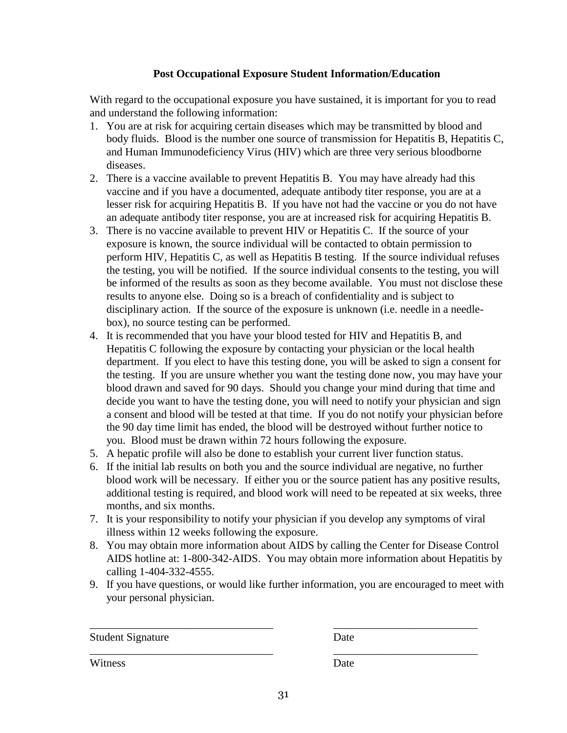**Post Occupational Exposure Student Information/Education**

With regard to the occupational exposure you have sustained, it is important for you to read and understand the following information:

1. You are at risk for acquiring certain diseases which may be transmitted by blood and body fluids. Blood is the number one source of transmission for Hepatitis B, Hepatitis C, and Human Immunodeficiency Virus (HIV) which are three very serious bloodborne diseases.
2. There is a vaccine available to prevent Hepatitis B. You may have already had this vaccine and if you have a documented, adequate antibody titer response, you are at a lesser risk for acquiring Hepatitis B. If you have not had the vaccine or you do not have an adequate antibody titer response, you are at increased risk for acquiring Hepatitis B.
3. There is no vaccine available to prevent HIV or Hepatitis C. If the source of your exposure is known, the source individual will be contacted to obtain permission to perform HIV, Hepatitis C, as well as Hepatitis B testing. If the source individual refuses the testing, you will be notified. If the source individual consents to the testing, you will be informed of the results as soon as they become available. You must not disclose these results to anyone else. Doing so is a breach of confidentiality and is subject to disciplinary action. If the source of the exposure is unknown (i.e. needle in a needle-box), no source testing can be performed.
4. It is recommended that you have your blood tested for HIV and Hepatitis B, and Hepatitis C following the exposure by contacting your physician or the local health department. If you elect to have this testing done, you will be asked to sign a consent for the testing. If you are unsure whether you want the testing done now, you may have your blood drawn and saved for 90 days. Should you change your mind during that time and decide you want to have the testing done, you will need to notify your physician and sign a consent and blood will be tested at that time. If you do not notify your physician before the 90 day time limit has ended, the blood will be destroyed without further notice to you. Blood must be drawn within 72 hours following the exposure.
5. A hepatic profile will also be done to establish your current liver function status.
6. If the initial lab results on both you and the source individual are negative, no further blood work will be necessary. If either you or the source patient has any positive results, additional testing is required, and blood work will need to be repeated at six weeks, three months, and six months.
7. It is your responsibility to notify your physician if you develop any symptoms of viral illness within 12 weeks following the exposure.
8. You may obtain more information about AIDS by calling the Center for Disease Control AIDS hotline at: 1-800-342-AIDS. You may obtain more information about Hepatitis by calling 1-404-332-4555.
9. If you have questions, or would like further information, you are encouraged to meet with your personal physician.

\_\_\_\_\_\_\_\_\_\_\_\_\_\_\_\_\_\_\_\_\_\_\_\_\_\_\_\_\_\_\_\_ \_\_\_\_\_\_\_\_\_\_\_\_\_\_\_\_\_\_\_\_\_\_\_\_\_\_

Student Signature Date

\_\_\_\_\_\_\_\_\_\_\_\_\_\_\_\_\_\_\_\_\_\_\_\_\_\_\_\_\_\_\_\_ \_\_\_\_\_\_\_\_\_\_\_\_\_\_\_\_\_\_\_\_\_\_\_\_\_\_

Witness Date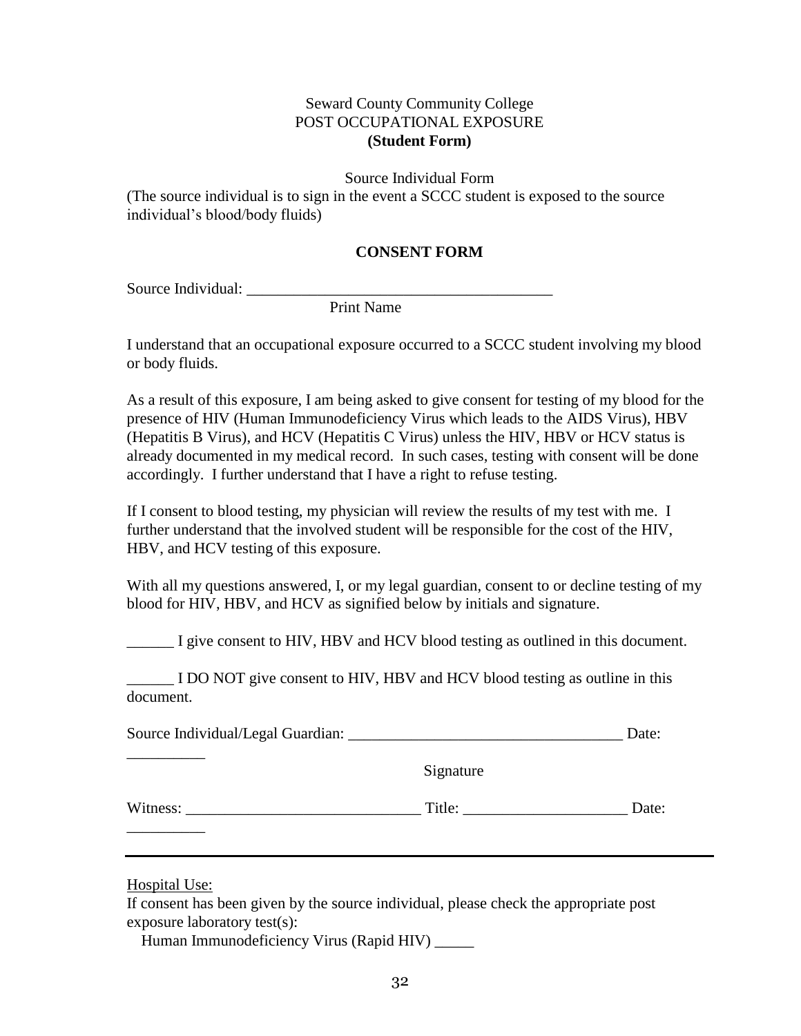Seward County Community College
POST OCCUPATIONAL EXPOSURE
**(Student Form)**

Source Individual Form
(The source individual is to sign in the event a SCCC student is exposed to the source individual's blood/body fluids)

**CONSENT FORM**

Source Individual: ________________________________________
Print Name

I understand that an occupational exposure occurred to a SCCC student involving my blood or body fluids.

As a result of this exposure, I am being asked to give consent for testing of my blood for the presence of HIV (Human Immunodeficiency Virus which leads to the AIDS Virus), HBV (Hepatitis B Virus), and HCV (Hepatitis C Virus) unless the HIV, HBV or HCV status is already documented in my medical record. In such cases, testing with consent will be done accordingly. I further understand that I have a right to refuse testing.

If I consent to blood testing, my physician will review the results of my test with me. I further understand that the involved student will be responsible for the cost of the HIV, HBV, and HCV testing of this exposure.

With all my questions answered, I, or my legal guardian, consent to or decline testing of my blood for HIV, HBV, and HCV as signified below by initials and signature.

______ I give consent to HIV, HBV and HCV blood testing as outlined in this document.

______ I DO NOT give consent to HIV, HBV and HCV blood testing as outline in this document.

Source Individual/Legal Guardian: ___________________________________ Date: __________
Signature

Witness: ______________________________ Title: _____________________ Date: __________

---

Hospital Use:
If consent has been given by the source individual, please check the appropriate post exposure laboratory test(s):
Human Immunodeficiency Virus (Rapid HIV) _____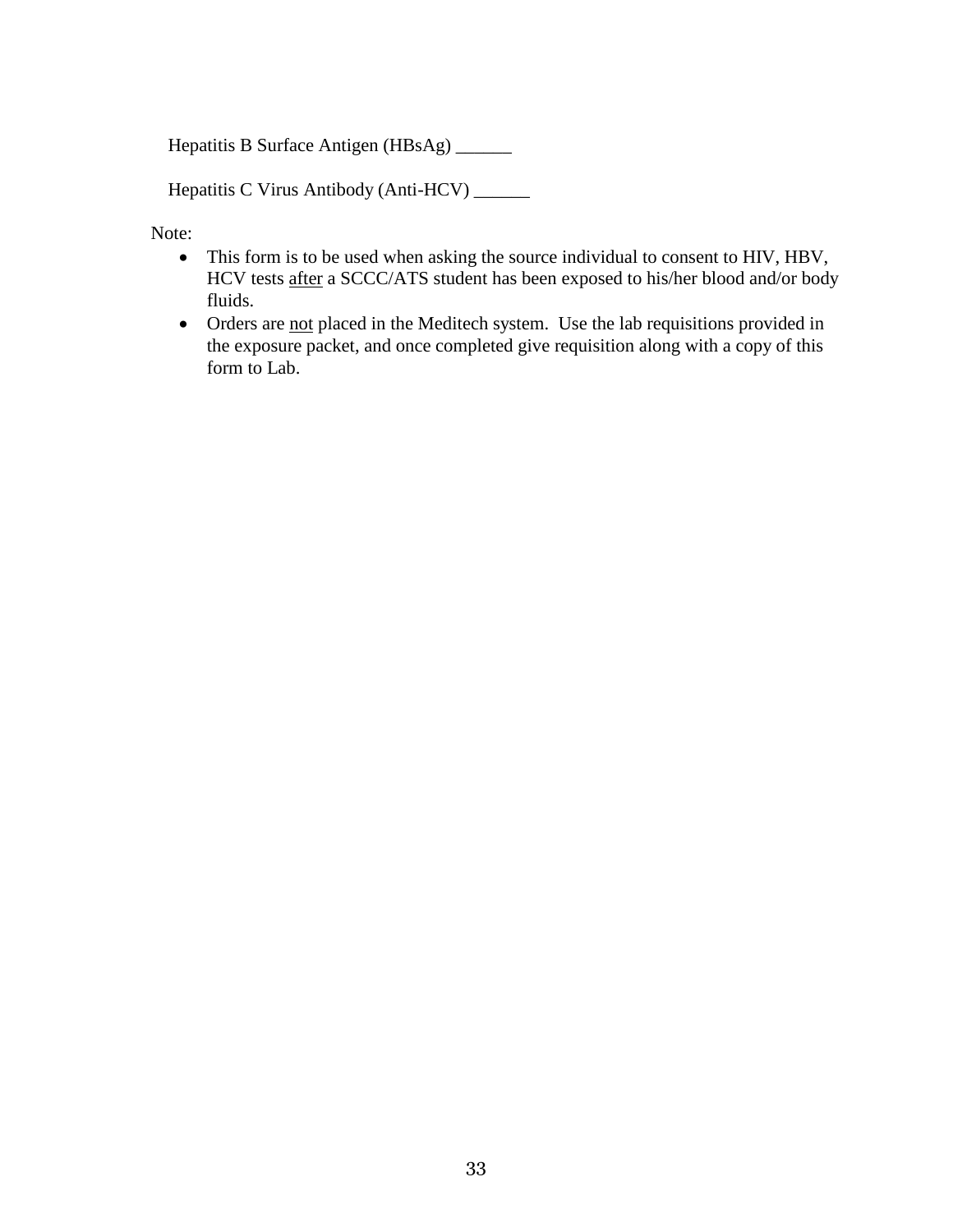Hepatitis B Surface Antigen (HBsAg) ______

Hepatitis C Virus Antibody (Anti-HCV) ______

Note:

- This form is to be used when asking the source individual to consent to HIV, HBV, HCV tests <u>after</u> a SCCC/ATS student has been exposed to his/her blood and/or body fluids.
- Orders are <u>not</u> placed in the Meditech system. Use the lab requisitions provided in the exposure packet, and once completed give requisition along with a copy of this form to Lab.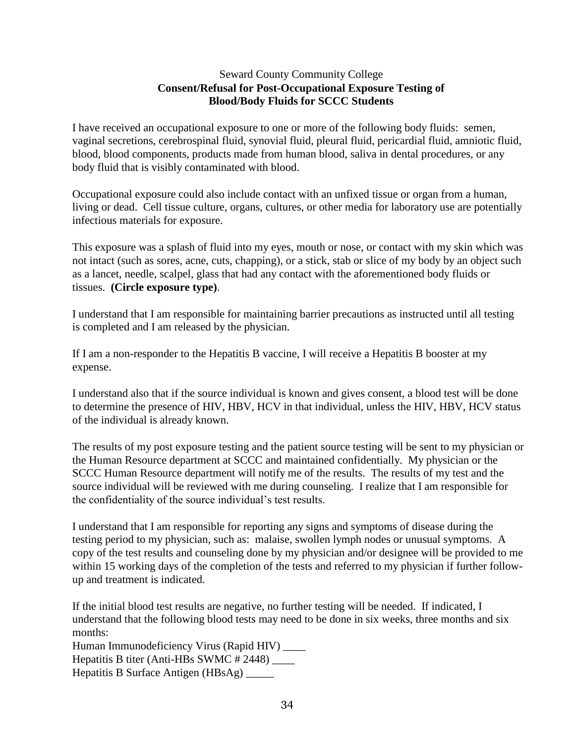Seward County Community College

**Consent/Refusal for Post-Occupational Exposure Testing of Blood/Body Fluids for SCCC Students**

I have received an occupational exposure to one or more of the following body fluids: semen, vaginal secretions, cerebrospinal fluid, synovial fluid, pleural fluid, pericardial fluid, amniotic fluid, blood, blood components, products made from human blood, saliva in dental procedures, or any body fluid that is visibly contaminated with blood.

Occupational exposure could also include contact with an unfixed tissue or organ from a human, living or dead. Cell tissue culture, organs, cultures, or other media for laboratory use are potentially infectious materials for exposure.

This exposure was a splash of fluid into my eyes, mouth or nose, or contact with my skin which was not intact (such as sores, acne, cuts, chapping), or a stick, stab or slice of my body by an object such as a lancet, needle, scalpel, glass that had any contact with the aforementioned body fluids or tissues. **(Circle exposure type)**.

I understand that I am responsible for maintaining barrier precautions as instructed until all testing is completed and I am released by the physician.

If I am a non-responder to the Hepatitis B vaccine, I will receive a Hepatitis B booster at my expense.

I understand also that if the source individual is known and gives consent, a blood test will be done to determine the presence of HIV, HBV, HCV in that individual, unless the HIV, HBV, HCV status of the individual is already known.

The results of my post exposure testing and the patient source testing will be sent to my physician or the Human Resource department at SCCC and maintained confidentially. My physician or the SCCC Human Resource department will notify me of the results. The results of my test and the source individual will be reviewed with me during counseling. I realize that I am responsible for the confidentiality of the source individual's test results.

I understand that I am responsible for reporting any signs and symptoms of disease during the testing period to my physician, such as: malaise, swollen lymph nodes or unusual symptoms. A copy of the test results and counseling done by my physician and/or designee will be provided to me within 15 working days of the completion of the tests and referred to my physician if further follow-up and treatment is indicated.

If the initial blood test results are negative, no further testing will be needed. If indicated, I understand that the following blood tests may need to be done in six weeks, three months and six months:

Human Immunodeficiency Virus (Rapid HIV) ____  
Hepatitis B titer (Anti-HBs SWMC # 2448) ____  
Hepatitis B Surface Antigen (HBsAg) _____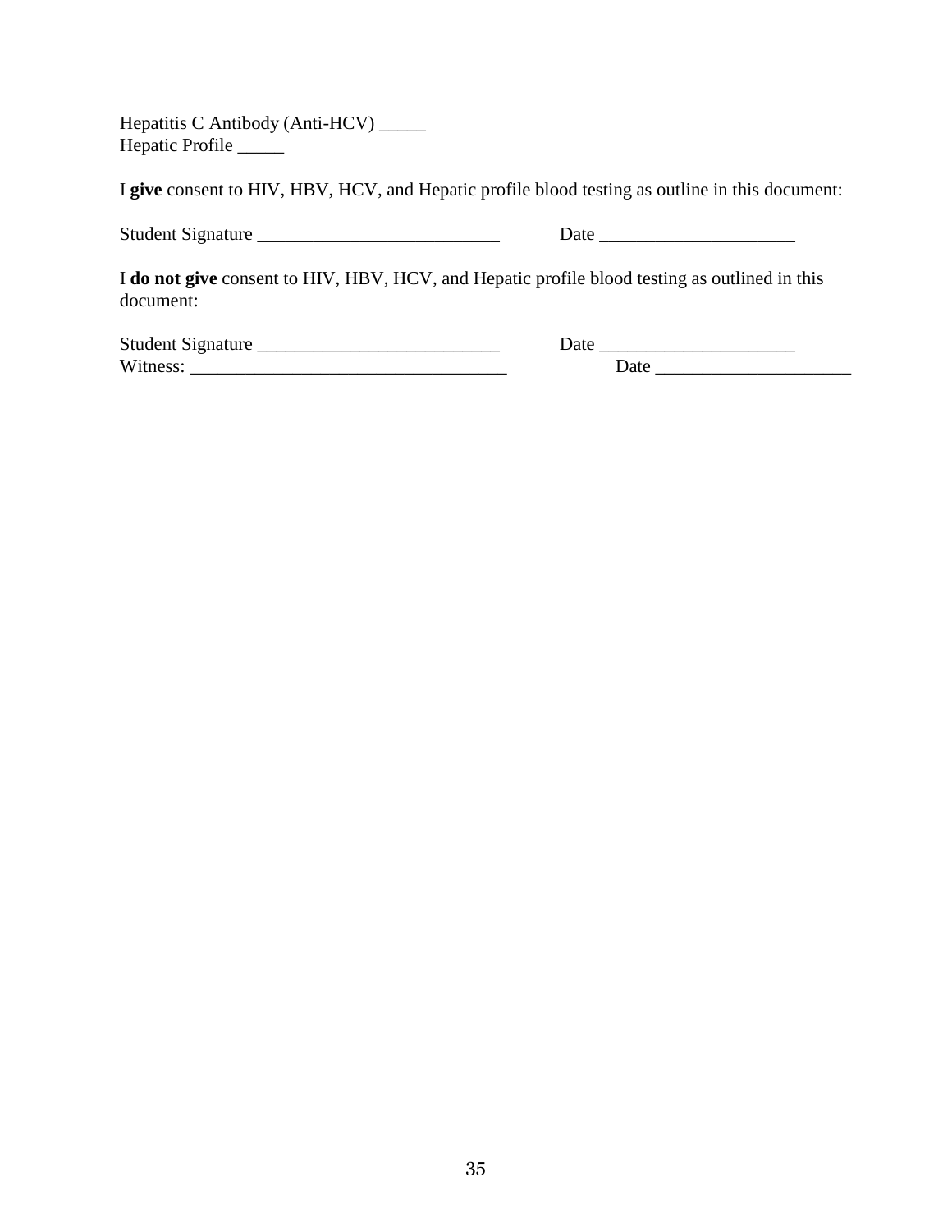Hepatitis C Antibody (Anti-HCV) _____
Hepatic Profile _____

I **give** consent to HIV, HBV, HCV, and Hepatic profile blood testing as outline in this document:

Student Signature __________________________ Date _____________________

I **do not give** consent to HIV, HBV, HCV, and Hepatic profile blood testing as outlined in this document:

Student Signature __________________________ Date _____________________
Witness: __________________________________ Date _____________________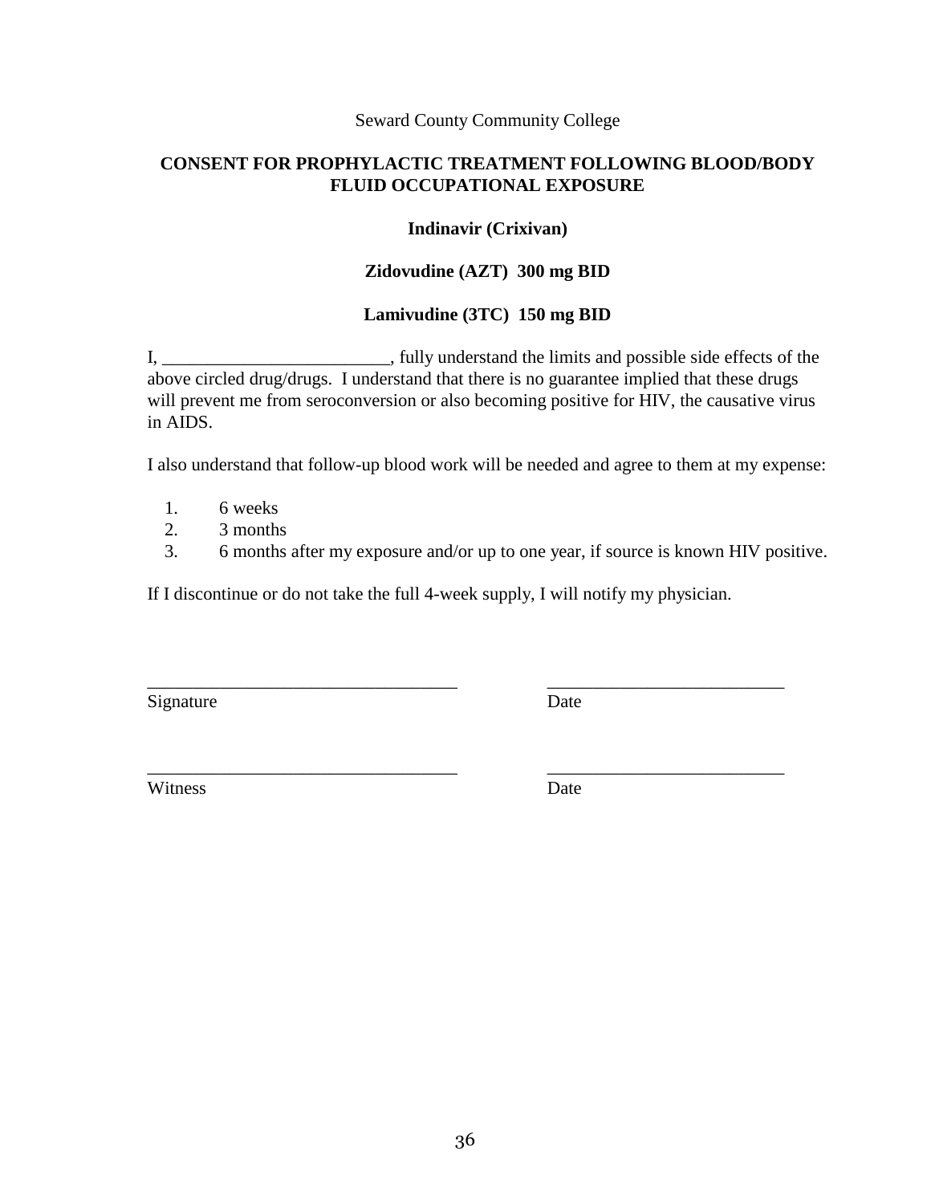Seward County Community College

## CONSENT FOR PROPHYLACTIC TREATMENT FOLLOWING BLOOD/BODY FLUID OCCUPATIONAL EXPOSURE

**Indinavir (Crixivan)**

**Zidovudine (AZT) 300 mg BID**

**Lamivudine (3TC) 150 mg BID**

I, _________________________, fully understand the limits and possible side effects of the above circled drug/drugs. I understand that there is no guarantee implied that these drugs will prevent me from seroconversion or also becoming positive for HIV, the causative virus in AIDS.

I also understand that follow-up blood work will be needed and agree to them at my expense:

1. 6 weeks
2. 3 months
3. 6 months after my exposure and/or up to one year, if source is known HIV positive.

If I discontinue or do not take the full 4-week supply, I will notify my physician.

__________________________________ __________________________
Signature Date

__________________________________ __________________________
Witness Date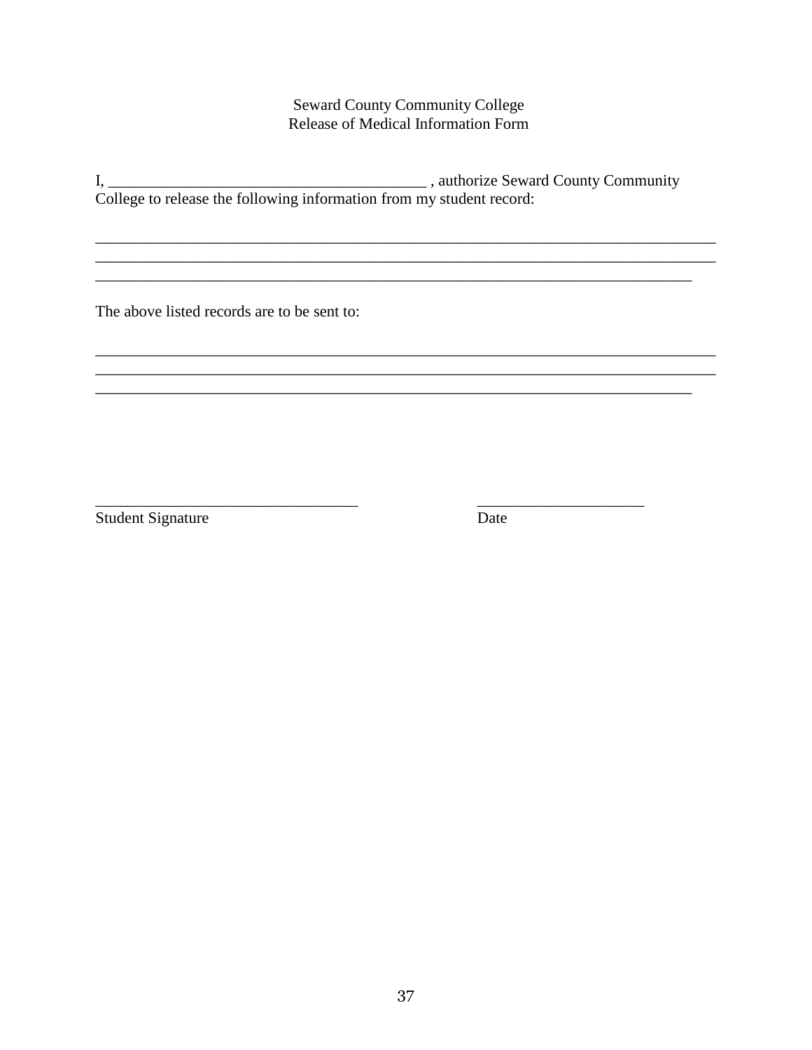Seward County Community College
Release of Medical Information Form

I, ________________________________________ , authorize Seward County Community College to release the following information from my student record:

________________________________________________________________________________
________________________________________________________________________________
_____________________________________________________________________________

The above listed records are to be sent to:

________________________________________________________________________________
________________________________________________________________________________
_____________________________________________________________________________

_________________________________                    _____________________
Student Signature                                                    Date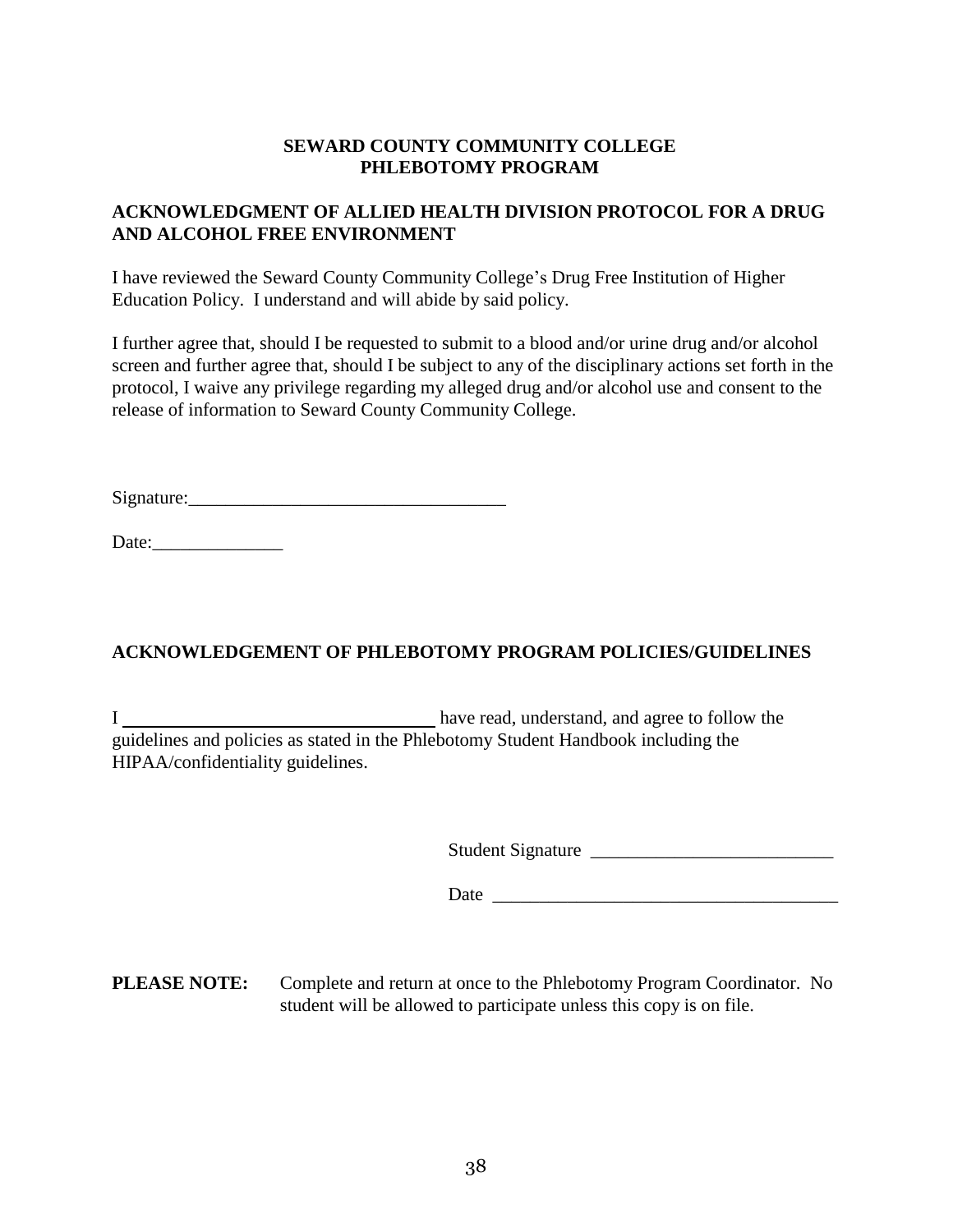**SEWARD COUNTY COMMUNITY COLLEGE**
**PHLEBOTOMY PROGRAM**

## ACKNOWLEDGMENT OF ALLIED HEALTH DIVISION PROTOCOL FOR A DRUG AND ALCOHOL FREE ENVIRONMENT

I have reviewed the Seward County Community College's Drug Free Institution of Higher Education Policy. I understand and will abide by said policy.

I further agree that, should I be requested to submit to a blood and/or urine drug and/or alcohol screen and further agree that, should I be subject to any of the disciplinary actions set forth in the protocol, I waive any privilege regarding my alleged drug and/or alcohol use and consent to the release of information to Seward County Community College.

Signature:__________________________________

Date:______________

## ACKNOWLEDGEMENT OF PHLEBOTOMY PROGRAM POLICIES/GUIDELINES

I __________________________________ have read, understand, and agree to follow the guidelines and policies as stated in the Phlebotomy Student Handbook including the HIPAA/confidentiality guidelines.

Student Signature __________________________

Date _____________________________________

**PLEASE NOTE:** Complete and return at once to the Phlebotomy Program Coordinator. No student will be allowed to participate unless this copy is on file.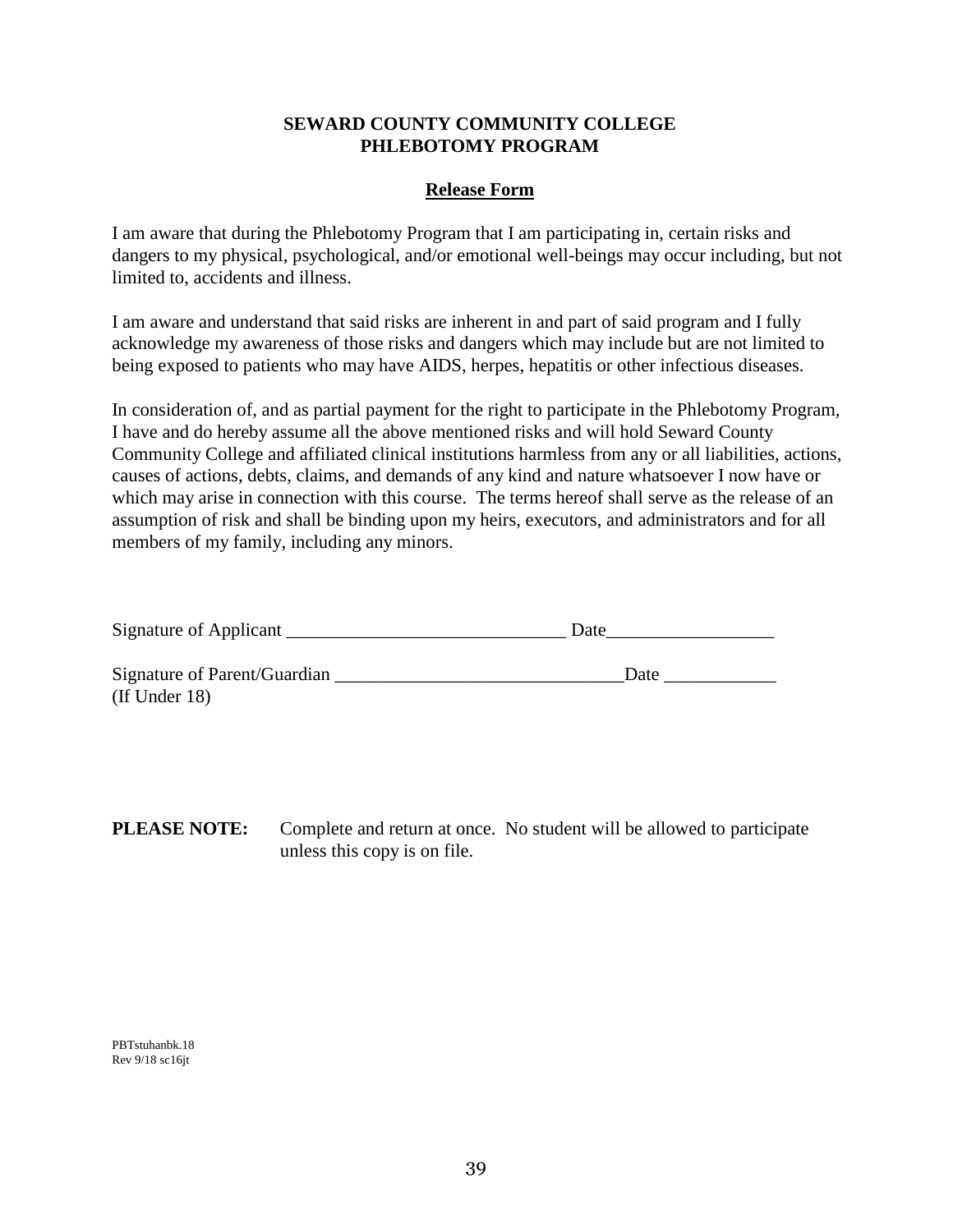**SEWARD COUNTY COMMUNITY COLLEGE**
**PHLEBOTOMY PROGRAM**

## Release Form

I am aware that during the Phlebotomy Program that I am participating in, certain risks and dangers to my physical, psychological, and/or emotional well-beings may occur including, but not limited to, accidents and illness.

I am aware and understand that said risks are inherent in and part of said program and I fully acknowledge my awareness of those risks and dangers which may include but are not limited to being exposed to patients who may have AIDS, herpes, hepatitis or other infectious diseases.

In consideration of, and as partial payment for the right to participate in the Phlebotomy Program, I have and do hereby assume all the above mentioned risks and will hold Seward County Community College and affiliated clinical institutions harmless from any or all liabilities, actions, causes of actions, debts, claims, and demands of any kind and nature whatsoever I now have or which may arise in connection with this course. The terms hereof shall serve as the release of an assumption of risk and shall be binding upon my heirs, executors, and administrators and for all members of my family, including any minors.

Signature of Applicant ______________________________ Date__________________

Signature of Parent/Guardian ______________________________Date ____________
(If Under 18)

**PLEASE NOTE:** Complete and return at once. No student will be allowed to participate unless this copy is on file.

PBTstuhanbk.18
Rev 9/18 sc16jt